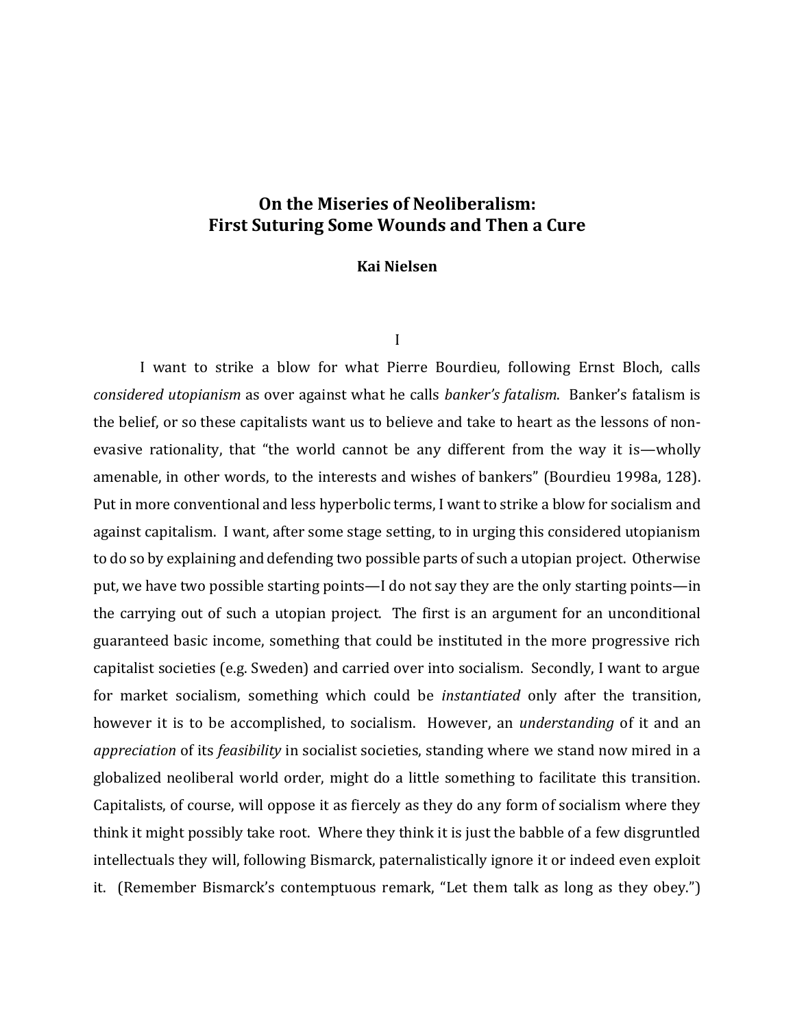# On the Miseries of Neoliberalism: First Suturing Some Wounds and Then a Cure

**Kai Nielsen**

## I

I want to strike a blow for what Pierre Bourdieu, following Ernst Bloch, calls *considered utopianism* as over against what he calls *banker's fatalism*. Banker's fatalism is the belief, or so these capitalists want us to believe and take to heart as the lessons of non-evasive rationality, that "the world cannot be any different from the way it is—wholly amenable, in other words, to the interests and wishes of bankers" (Bourdieu 1998a, 128). Put in more conventional and less hyperbolic terms, I want to strike a blow for socialism and against capitalism. I want, after some stage setting, to in urging this considered utopianism to do so by explaining and defending two possible parts of such a utopian project. Otherwise put, we have two possible starting points—I do not say they are the only starting points—in the carrying out of such a utopian project. The first is an argument for an unconditional guaranteed basic income, something that could be instituted in the more progressive rich capitalist societies (e.g. Sweden) and carried over into socialism. Secondly, I want to argue for market socialism, something which could be *instantiated* only after the transition, however it is to be accomplished, to socialism. However, an *understanding* of it and an *appreciation* of its *feasibility* in socialist societies, standing where we stand now mired in a globalized neoliberal world order, might do a little something to facilitate this transition. Capitalists, of course, will oppose it as fiercely as they do any form of socialism where they think it might possibly take root. Where they think it is just the babble of a few disgruntled intellectuals they will, following Bismarck, paternalistically ignore it or indeed even exploit it. (Remember Bismarck's contemptuous remark, "Let them talk as long as they obey.")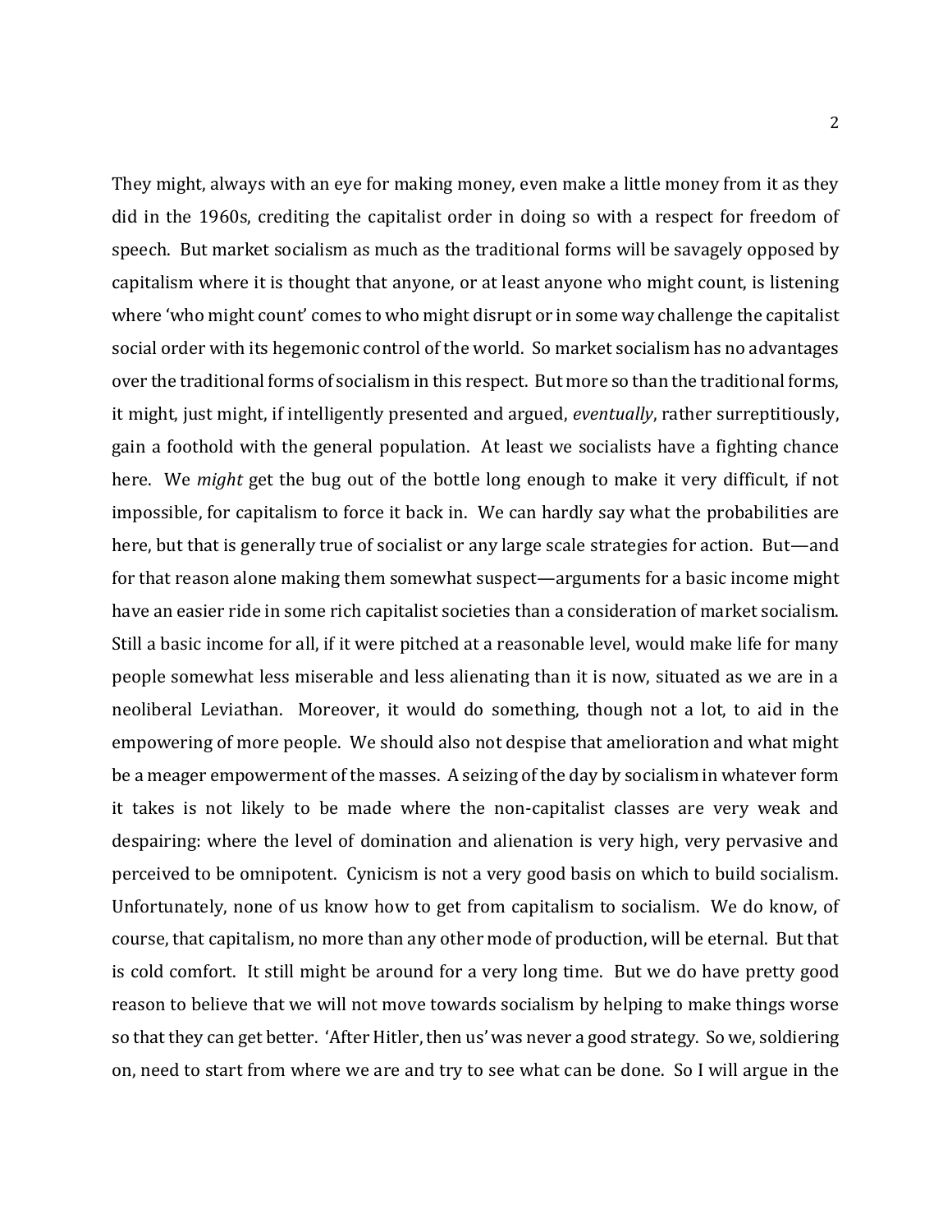They might, always with an eye for making money, even make a little money from it as they did in the 1960s, crediting the capitalist order in doing so with a respect for freedom of speech. But market socialism as much as the traditional forms will be savagely opposed by capitalism where it is thought that anyone, or at least anyone who might count, is listening where 'who might count' comes to who might disrupt or in some way challenge the capitalist social order with its hegemonic control of the world. So market socialism has no advantages over the traditional forms of socialism in this respect. But more so than the traditional forms, it might, just might, if intelligently presented and argued, *eventually*, rather surreptitiously, gain a foothold with the general population. At least we socialists have a fighting chance here. We *might* get the bug out of the bottle long enough to make it very difficult, if not impossible, for capitalism to force it back in. We can hardly say what the probabilities are here, but that is generally true of socialist or any large scale strategies for action. But—and for that reason alone making them somewhat suspect—arguments for a basic income might have an easier ride in some rich capitalist societies than a consideration of market socialism. Still a basic income for all, if it were pitched at a reasonable level, would make life for many people somewhat less miserable and less alienating than it is now, situated as we are in a neoliberal Leviathan. Moreover, it would do something, though not a lot, to aid in the empowering of more people. We should also not despise that amelioration and what might be a meager empowerment of the masses. A seizing of the day by socialism in whatever form it takes is not likely to be made where the non-capitalist classes are very weak and despairing: where the level of domination and alienation is very high, very pervasive and perceived to be omnipotent. Cynicism is not a very good basis on which to build socialism. Unfortunately, none of us know how to get from capitalism to socialism. We do know, of course, that capitalism, no more than any other mode of production, will be eternal. But that is cold comfort. It still might be around for a very long time. But we do have pretty good reason to believe that we will not move towards socialism by helping to make things worse so that they can get better. 'After Hitler, then us' was never a good strategy. So we, soldiering on, need to start from where we are and try to see what can be done. So I will argue in the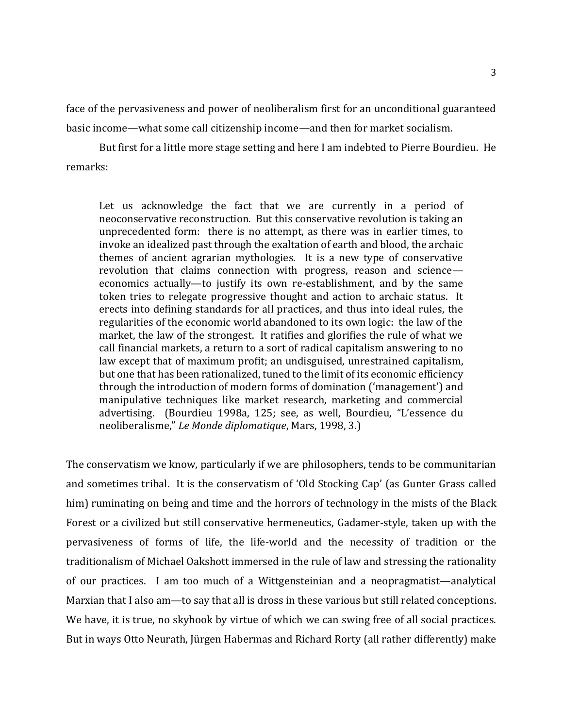face of the pervasiveness and power of neoliberalism first for an unconditional guaranteed basic income—what some call citizenship income—and then for market socialism.

But first for a little more stage setting and here I am indebted to Pierre Bourdieu. He remarks:

> Let us acknowledge the fact that we are currently in a period of neoconservative reconstruction. But this conservative revolution is taking an unprecedented form: there is no attempt, as there was in earlier times, to invoke an idealized past through the exaltation of earth and blood, the archaic themes of ancient agrarian mythologies. It is a new type of conservative revolution that claims connection with progress, reason and science—economics actually—to justify its own re-establishment, and by the same token tries to relegate progressive thought and action to archaic status. It erects into defining standards for all practices, and thus into ideal rules, the regularities of the economic world abandoned to its own logic: the law of the market, the law of the strongest. It ratifies and glorifies the rule of what we call financial markets, a return to a sort of radical capitalism answering to no law except that of maximum profit; an undisguised, unrestrained capitalism, but one that has been rationalized, tuned to the limit of its economic efficiency through the introduction of modern forms of domination ('management') and manipulative techniques like market research, marketing and commercial advertising. (Bourdieu 1998a, 125; see, as well, Bourdieu, "L'essence du neoliberalisme," *Le Monde diplomatique*, Mars, 1998, 3.)

The conservatism we know, particularly if we are philosophers, tends to be communitarian and sometimes tribal. It is the conservatism of 'Old Stocking Cap' (as Gunter Grass called him) ruminating on being and time and the horrors of technology in the mists of the Black Forest or a civilized but still conservative hermeneutics, Gadamer-style, taken up with the pervasiveness of forms of life, the life-world and the necessity of tradition or the traditionalism of Michael Oakshott immersed in the rule of law and stressing the rationality of our practices. I am too much of a Wittgensteinian and a neopragmatist—analytical Marxian that I also am—to say that all is dross in these various but still related conceptions. We have, it is true, no skyhook by virtue of which we can swing free of all social practices. But in ways Otto Neurath, Jürgen Habermas and Richard Rorty (all rather differently) make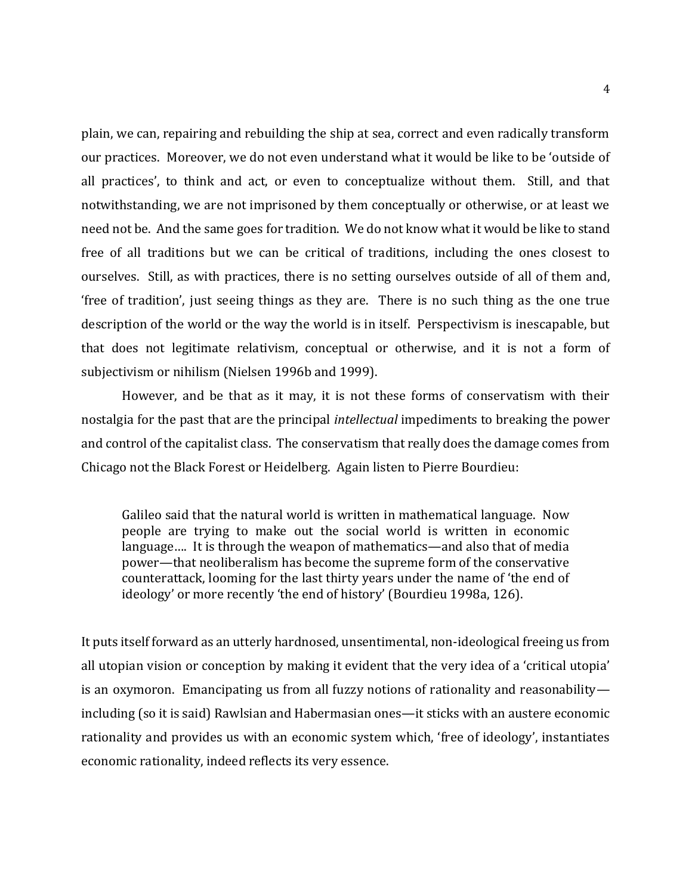plain, we can, repairing and rebuilding the ship at sea, correct and even radically transform our practices. Moreover, we do not even understand what it would be like to be 'outside of all practices', to think and act, or even to conceptualize without them. Still, and that notwithstanding, we are not imprisoned by them conceptually or otherwise, or at least we need not be. And the same goes for tradition. We do not know what it would be like to stand free of all traditions but we can be critical of traditions, including the ones closest to ourselves. Still, as with practices, there is no setting ourselves outside of all of them and, 'free of tradition', just seeing things as they are. There is no such thing as the one true description of the world or the way the world is in itself. Perspectivism is inescapable, but that does not legitimate relativism, conceptual or otherwise, and it is not a form of subjectivism or nihilism (Nielsen 1996b and 1999).

However, and be that as it may, it is not these forms of conservatism with their nostalgia for the past that are the principal *intellectual* impediments to breaking the power and control of the capitalist class. The conservatism that really does the damage comes from Chicago not the Black Forest or Heidelberg. Again listen to Pierre Bourdieu:

> Galileo said that the natural world is written in mathematical language. Now people are trying to make out the social world is written in economic language…. It is through the weapon of mathematics—and also that of media power—that neoliberalism has become the supreme form of the conservative counterattack, looming for the last thirty years under the name of 'the end of ideology' or more recently 'the end of history' (Bourdieu 1998a, 126).

It puts itself forward as an utterly hardnosed, unsentimental, non-ideological freeing us from all utopian vision or conception by making it evident that the very idea of a 'critical utopia' is an oxymoron. Emancipating us from all fuzzy notions of rationality and reasonability—including (so it is said) Rawlsian and Habermasian ones—it sticks with an austere economic rationality and provides us with an economic system which, 'free of ideology', instantiates economic rationality, indeed reflects its very essence.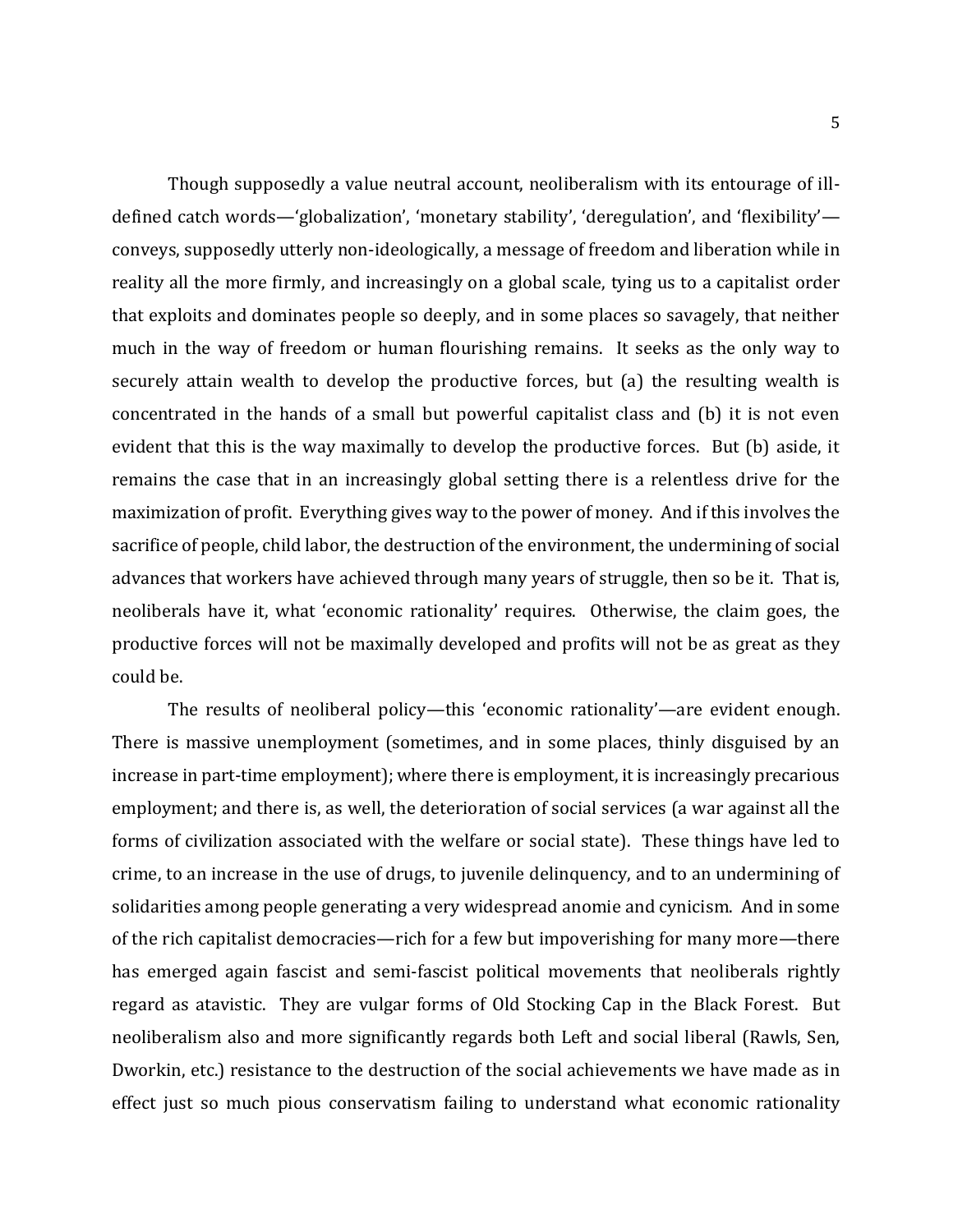Though supposedly a value neutral account, neoliberalism with its entourage of ill-defined catch words—'globalization', 'monetary stability', 'deregulation', and 'flexibility'—conveys, supposedly utterly non-ideologically, a message of freedom and liberation while in reality all the more firmly, and increasingly on a global scale, tying us to a capitalist order that exploits and dominates people so deeply, and in some places so savagely, that neither much in the way of freedom or human flourishing remains. It seeks as the only way to securely attain wealth to develop the productive forces, but (a) the resulting wealth is concentrated in the hands of a small but powerful capitalist class and (b) it is not even evident that this is the way maximally to develop the productive forces. But (b) aside, it remains the case that in an increasingly global setting there is a relentless drive for the maximization of profit. Everything gives way to the power of money. And if this involves the sacrifice of people, child labor, the destruction of the environment, the undermining of social advances that workers have achieved through many years of struggle, then so be it. That is, neoliberals have it, what 'economic rationality' requires. Otherwise, the claim goes, the productive forces will not be maximally developed and profits will not be as great as they could be.

The results of neoliberal policy—this 'economic rationality'—are evident enough. There is massive unemployment (sometimes, and in some places, thinly disguised by an increase in part-time employment); where there is employment, it is increasingly precarious employment; and there is, as well, the deterioration of social services (a war against all the forms of civilization associated with the welfare or social state). These things have led to crime, to an increase in the use of drugs, to juvenile delinquency, and to an undermining of solidarities among people generating a very widespread anomie and cynicism. And in some of the rich capitalist democracies—rich for a few but impoverishing for many more—there has emerged again fascist and semi-fascist political movements that neoliberals rightly regard as atavistic. They are vulgar forms of Old Stocking Cap in the Black Forest. But neoliberalism also and more significantly regards both Left and social liberal (Rawls, Sen, Dworkin, etc.) resistance to the destruction of the social achievements we have made as in effect just so much pious conservatism failing to understand what economic rationality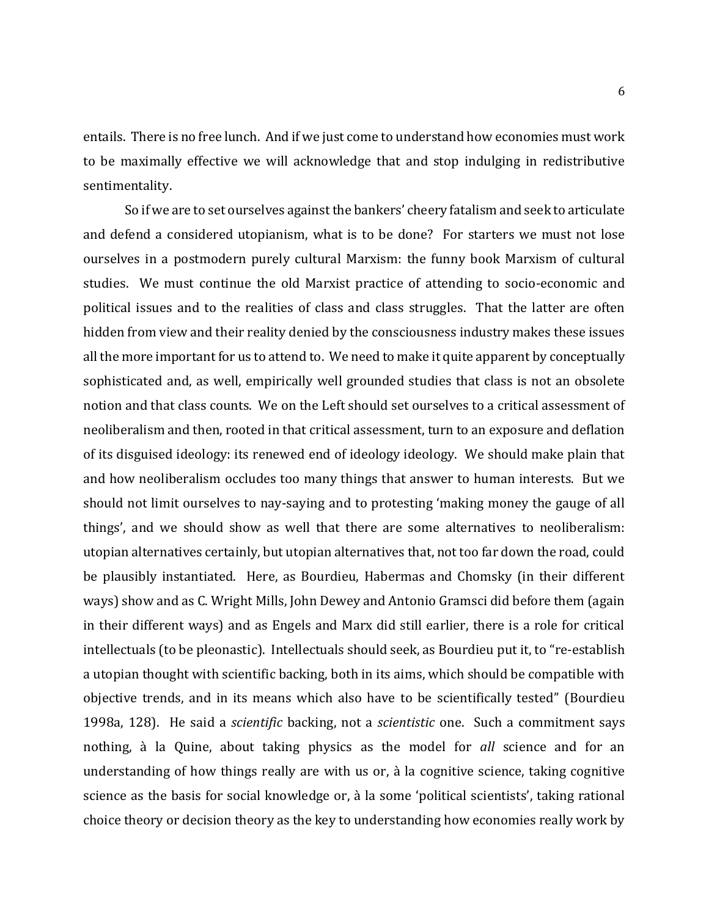entails. There is no free lunch. And if we just come to understand how economies must work to be maximally effective we will acknowledge that and stop indulging in redistributive sentimentality.

So if we are to set ourselves against the bankers' cheery fatalism and seek to articulate and defend a considered utopianism, what is to be done? For starters we must not lose ourselves in a postmodern purely cultural Marxism: the funny book Marxism of cultural studies. We must continue the old Marxist practice of attending to socio-economic and political issues and to the realities of class and class struggles. That the latter are often hidden from view and their reality denied by the consciousness industry makes these issues all the more important for us to attend to. We need to make it quite apparent by conceptually sophisticated and, as well, empirically well grounded studies that class is not an obsolete notion and that class counts. We on the Left should set ourselves to a critical assessment of neoliberalism and then, rooted in that critical assessment, turn to an exposure and deflation of its disguised ideology: its renewed end of ideology ideology. We should make plain that and how neoliberalism occludes too many things that answer to human interests. But we should not limit ourselves to nay-saying and to protesting 'making money the gauge of all things', and we should show as well that there are some alternatives to neoliberalism: utopian alternatives certainly, but utopian alternatives that, not too far down the road, could be plausibly instantiated. Here, as Bourdieu, Habermas and Chomsky (in their different ways) show and as C. Wright Mills, John Dewey and Antonio Gramsci did before them (again in their different ways) and as Engels and Marx did still earlier, there is a role for critical intellectuals (to be pleonastic). Intellectuals should seek, as Bourdieu put it, to "re-establish a utopian thought with scientific backing, both in its aims, which should be compatible with objective trends, and in its means which also have to be scientifically tested" (Bourdieu 1998a, 128). He said a *scientific* backing, not a *scientistic* one. Such a commitment says nothing, à la Quine, about taking physics as the model for *all* science and for an understanding of how things really are with us or, à la cognitive science, taking cognitive science as the basis for social knowledge or, à la some 'political scientists', taking rational choice theory or decision theory as the key to understanding how economies really work by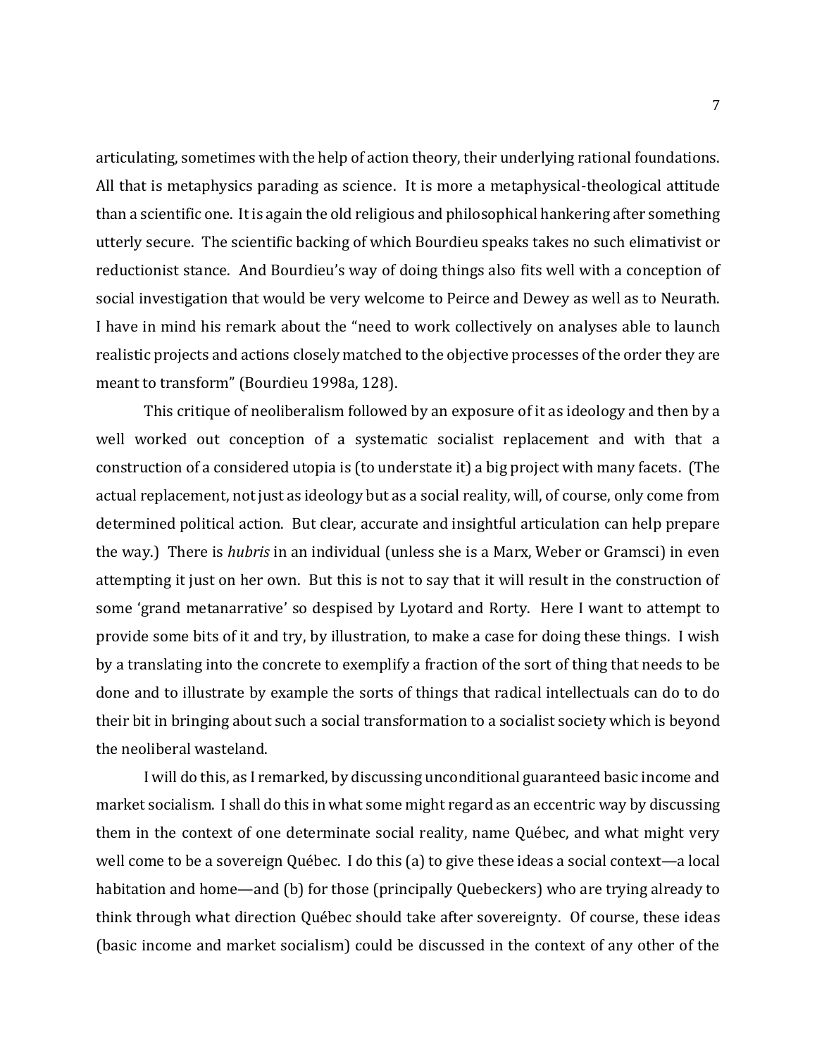articulating, sometimes with the help of action theory, their underlying rational foundations. All that is metaphysics parading as science. It is more a metaphysical-theological attitude than a scientific one. It is again the old religious and philosophical hankering after something utterly secure. The scientific backing of which Bourdieu speaks takes no such elimativist or reductionist stance. And Bourdieu's way of doing things also fits well with a conception of social investigation that would be very welcome to Peirce and Dewey as well as to Neurath. I have in mind his remark about the "need to work collectively on analyses able to launch realistic projects and actions closely matched to the objective processes of the order they are meant to transform" (Bourdieu 1998a, 128).

This critique of neoliberalism followed by an exposure of it as ideology and then by a well worked out conception of a systematic socialist replacement and with that a construction of a considered utopia is (to understate it) a big project with many facets. (The actual replacement, not just as ideology but as a social reality, will, of course, only come from determined political action. But clear, accurate and insightful articulation can help prepare the way.) There is *hubris* in an individual (unless she is a Marx, Weber or Gramsci) in even attempting it just on her own. But this is not to say that it will result in the construction of some 'grand metanarrative' so despised by Lyotard and Rorty. Here I want to attempt to provide some bits of it and try, by illustration, to make a case for doing these things. I wish by a translating into the concrete to exemplify a fraction of the sort of thing that needs to be done and to illustrate by example the sorts of things that radical intellectuals can do to do their bit in bringing about such a social transformation to a socialist society which is beyond the neoliberal wasteland.

I will do this, as I remarked, by discussing unconditional guaranteed basic income and market socialism. I shall do this in what some might regard as an eccentric way by discussing them in the context of one determinate social reality, name Québec, and what might very well come to be a sovereign Québec. I do this (a) to give these ideas a social context—a local habitation and home—and (b) for those (principally Quebeckers) who are trying already to think through what direction Québec should take after sovereignty. Of course, these ideas (basic income and market socialism) could be discussed in the context of any other of the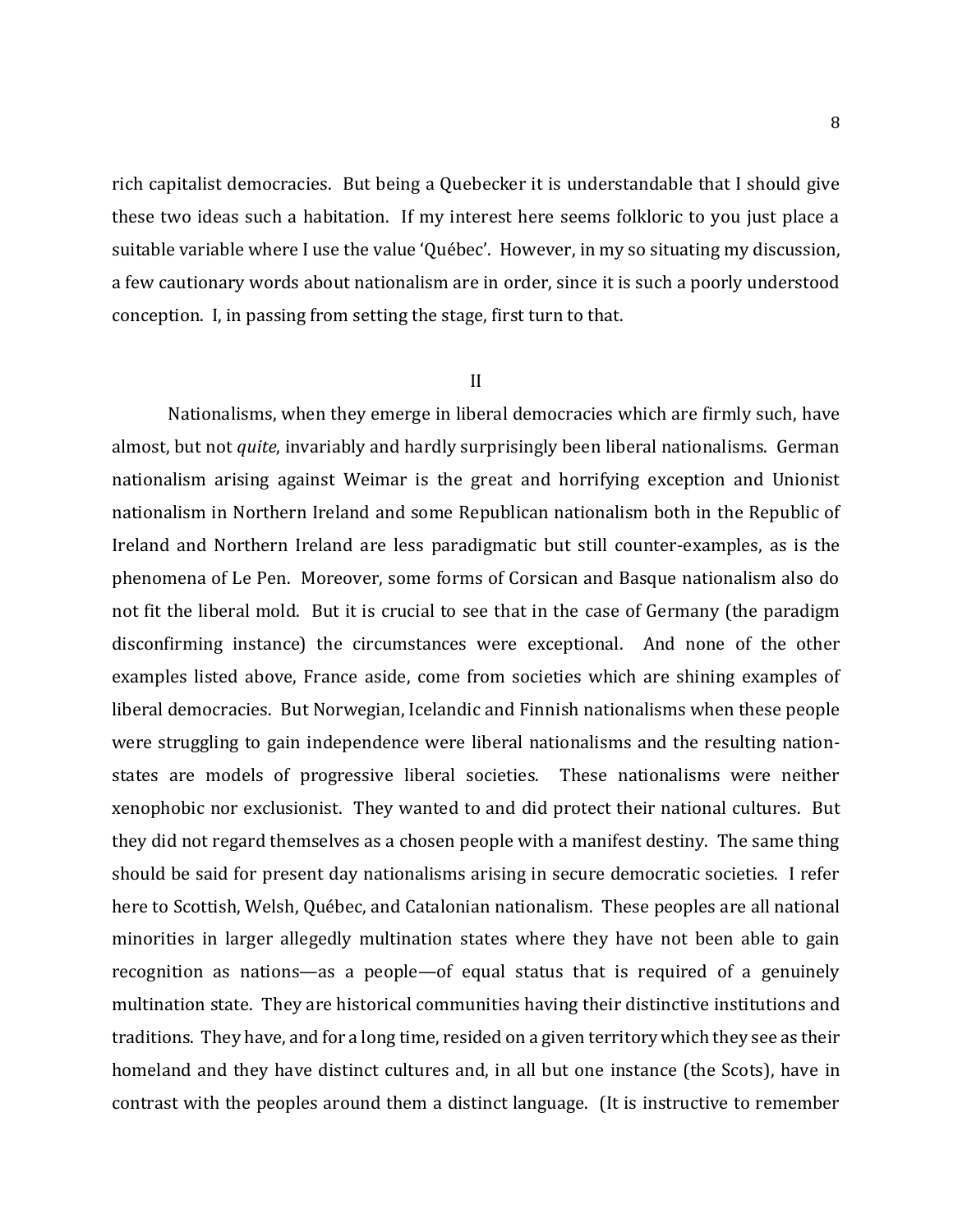rich capitalist democracies. But being a Quebecker it is understandable that I should give these two ideas such a habitation. If my interest here seems folkloric to you just place a suitable variable where I use the value 'Québec'. However, in my so situating my discussion, a few cautionary words about nationalism are in order, since it is such a poorly understood conception. I, in passing from setting the stage, first turn to that.

## II

Nationalisms, when they emerge in liberal democracies which are firmly such, have almost, but not *quite*, invariably and hardly surprisingly been liberal nationalisms. German nationalism arising against Weimar is the great and horrifying exception and Unionist nationalism in Northern Ireland and some Republican nationalism both in the Republic of Ireland and Northern Ireland are less paradigmatic but still counter-examples, as is the phenomena of Le Pen. Moreover, some forms of Corsican and Basque nationalism also do not fit the liberal mold. But it is crucial to see that in the case of Germany (the paradigm disconfirming instance) the circumstances were exceptional. And none of the other examples listed above, France aside, come from societies which are shining examples of liberal democracies. But Norwegian, Icelandic and Finnish nationalisms when these people were struggling to gain independence were liberal nationalisms and the resulting nation-states are models of progressive liberal societies. These nationalisms were neither xenophobic nor exclusionist. They wanted to and did protect their national cultures. But they did not regard themselves as a chosen people with a manifest destiny. The same thing should be said for present day nationalisms arising in secure democratic societies. I refer here to Scottish, Welsh, Québec, and Catalonian nationalism. These peoples are all national minorities in larger allegedly multination states where they have not been able to gain recognition as nations—as a people—of equal status that is required of a genuinely multination state. They are historical communities having their distinctive institutions and traditions. They have, and for a long time, resided on a given territory which they see as their homeland and they have distinct cultures and, in all but one instance (the Scots), have in contrast with the peoples around them a distinct language. (It is instructive to remember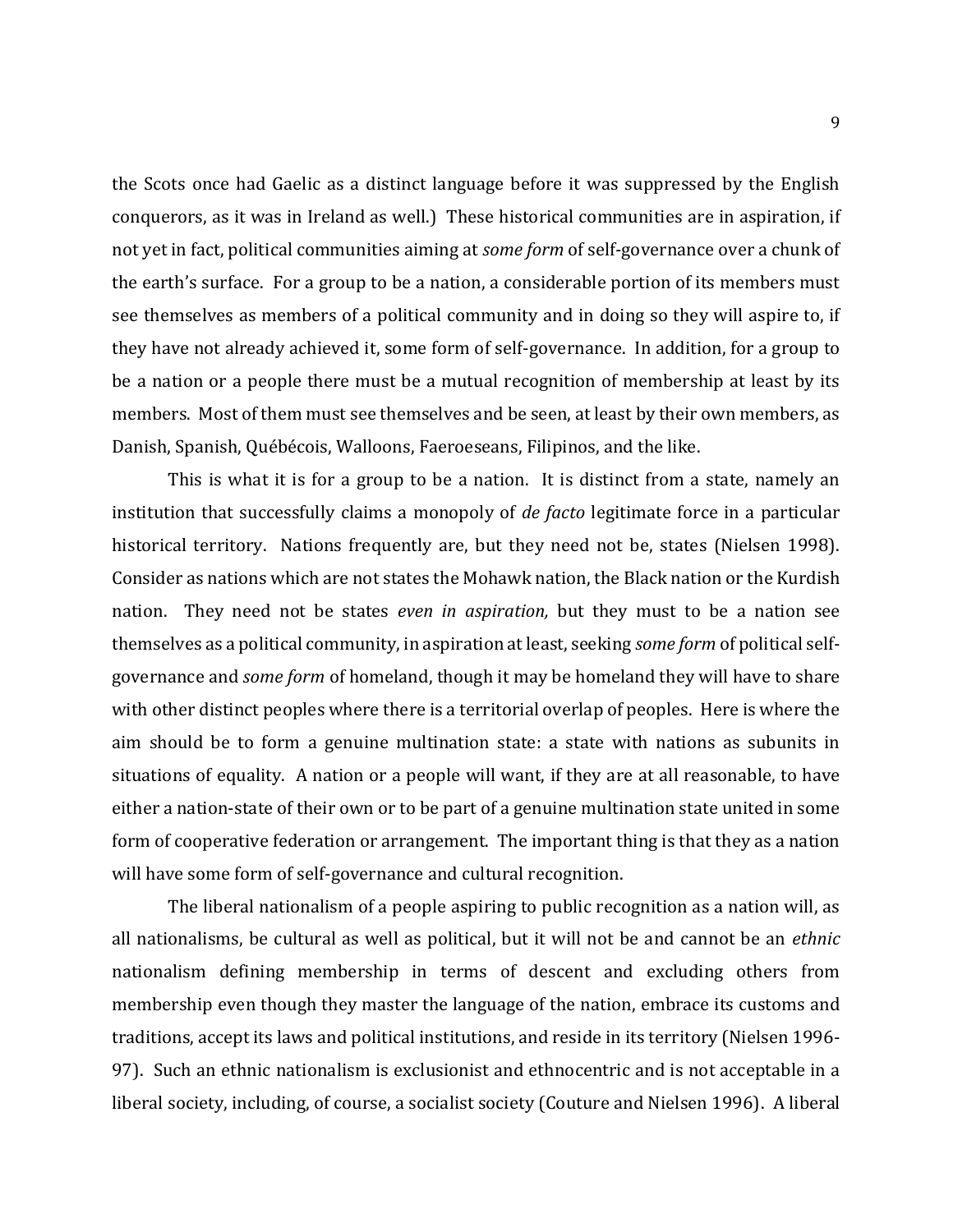the Scots once had Gaelic as a distinct language before it was suppressed by the English conquerors, as it was in Ireland as well.) These historical communities are in aspiration, if not yet in fact, political communities aiming at *some form* of self-governance over a chunk of the earth's surface. For a group to be a nation, a considerable portion of its members must see themselves as members of a political community and in doing so they will aspire to, if they have not already achieved it, some form of self-governance. In addition, for a group to be a nation or a people there must be a mutual recognition of membership at least by its members. Most of them must see themselves and be seen, at least by their own members, as Danish, Spanish, Québécois, Walloons, Faeroeseans, Filipinos, and the like.

This is what it is for a group to be a nation. It is distinct from a state, namely an institution that successfully claims a monopoly of *de facto* legitimate force in a particular historical territory. Nations frequently are, but they need not be, states (Nielsen 1998). Consider as nations which are not states the Mohawk nation, the Black nation or the Kurdish nation. They need not be states *even in aspiration,* but they must to be a nation see themselves as a political community, in aspiration at least, seeking *some form* of political self-governance and *some form* of homeland, though it may be homeland they will have to share with other distinct peoples where there is a territorial overlap of peoples. Here is where the aim should be to form a genuine multination state: a state with nations as subunits in situations of equality. A nation or a people will want, if they are at all reasonable, to have either a nation-state of their own or to be part of a genuine multination state united in some form of cooperative federation or arrangement. The important thing is that they as a nation will have some form of self-governance and cultural recognition.

The liberal nationalism of a people aspiring to public recognition as a nation will, as all nationalisms, be cultural as well as political, but it will not be and cannot be an *ethnic* nationalism defining membership in terms of descent and excluding others from membership even though they master the language of the nation, embrace its customs and traditions, accept its laws and political institutions, and reside in its territory (Nielsen 1996-97). Such an ethnic nationalism is exclusionist and ethnocentric and is not acceptable in a liberal society, including, of course, a socialist society (Couture and Nielsen 1996). A liberal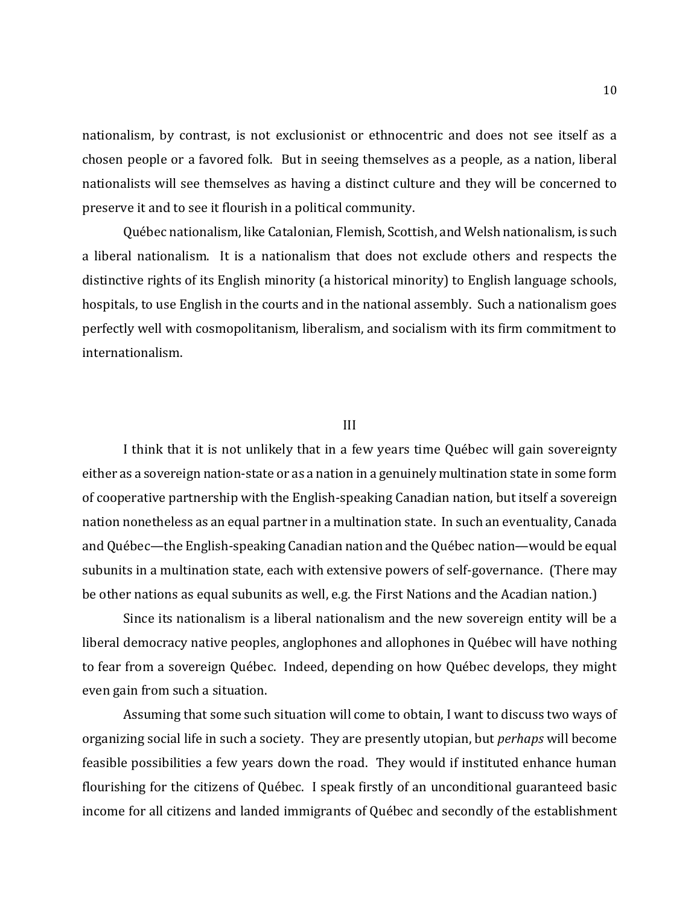nationalism, by contrast, is not exclusionist or ethnocentric and does not see itself as a chosen people or a favored folk. But in seeing themselves as a people, as a nation, liberal nationalists will see themselves as having a distinct culture and they will be concerned to preserve it and to see it flourish in a political community.

Québec nationalism, like Catalonian, Flemish, Scottish, and Welsh nationalism, is such a liberal nationalism. It is a nationalism that does not exclude others and respects the distinctive rights of its English minority (a historical minority) to English language schools, hospitals, to use English in the courts and in the national assembly. Such a nationalism goes perfectly well with cosmopolitanism, liberalism, and socialism with its firm commitment to internationalism.

## III

I think that it is not unlikely that in a few years time Québec will gain sovereignty either as a sovereign nation-state or as a nation in a genuinely multination state in some form of cooperative partnership with the English-speaking Canadian nation, but itself a sovereign nation nonetheless as an equal partner in a multination state. In such an eventuality, Canada and Québec—the English-speaking Canadian nation and the Québec nation—would be equal subunits in a multination state, each with extensive powers of self-governance. (There may be other nations as equal subunits as well, e.g. the First Nations and the Acadian nation.)

Since its nationalism is a liberal nationalism and the new sovereign entity will be a liberal democracy native peoples, anglophones and allophones in Québec will have nothing to fear from a sovereign Québec. Indeed, depending on how Québec develops, they might even gain from such a situation.

Assuming that some such situation will come to obtain, I want to discuss two ways of organizing social life in such a society. They are presently utopian, but *perhaps* will become feasible possibilities a few years down the road. They would if instituted enhance human flourishing for the citizens of Québec. I speak firstly of an unconditional guaranteed basic income for all citizens and landed immigrants of Québec and secondly of the establishment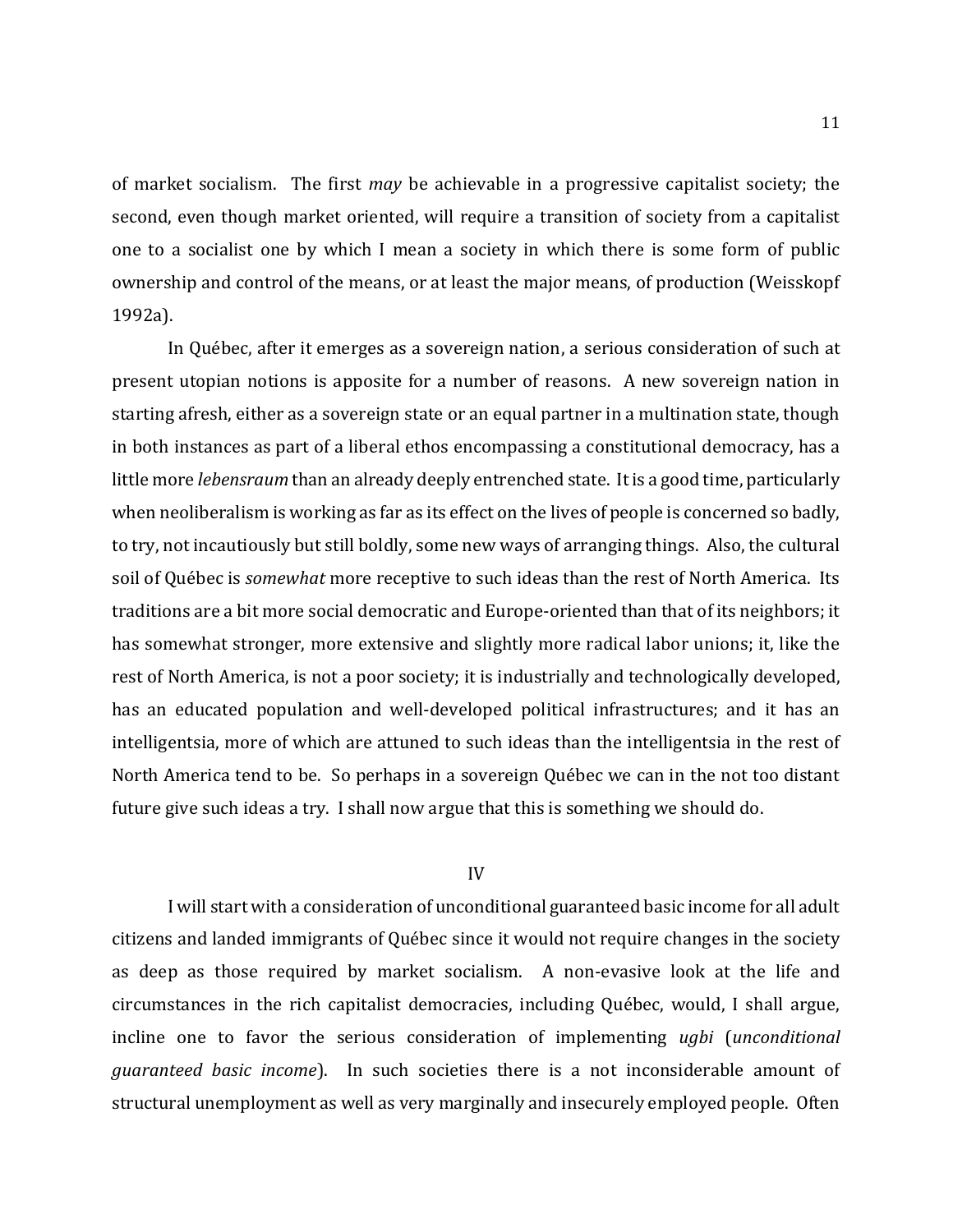of market socialism. The first *may* be achievable in a progressive capitalist society; the second, even though market oriented, will require a transition of society from a capitalist one to a socialist one by which I mean a society in which there is some form of public ownership and control of the means, or at least the major means, of production (Weisskopf 1992a).

In Québec, after it emerges as a sovereign nation, a serious consideration of such at present utopian notions is apposite for a number of reasons. A new sovereign nation in starting afresh, either as a sovereign state or an equal partner in a multination state, though in both instances as part of a liberal ethos encompassing a constitutional democracy, has a little more *lebensraum* than an already deeply entrenched state. It is a good time, particularly when neoliberalism is working as far as its effect on the lives of people is concerned so badly, to try, not incautiously but still boldly, some new ways of arranging things. Also, the cultural soil of Québec is *somewhat* more receptive to such ideas than the rest of North America. Its traditions are a bit more social democratic and Europe-oriented than that of its neighbors; it has somewhat stronger, more extensive and slightly more radical labor unions; it, like the rest of North America, is not a poor society; it is industrially and technologically developed, has an educated population and well-developed political infrastructures; and it has an intelligentsia, more of which are attuned to such ideas than the intelligentsia in the rest of North America tend to be. So perhaps in a sovereign Québec we can in the not too distant future give such ideas a try. I shall now argue that this is something we should do.

## IV

I will start with a consideration of unconditional guaranteed basic income for all adult citizens and landed immigrants of Québec since it would not require changes in the society as deep as those required by market socialism. A non-evasive look at the life and circumstances in the rich capitalist democracies, including Québec, would, I shall argue, incline one to favor the serious consideration of implementing *ugbi* (*unconditional guaranteed basic income*). In such societies there is a not inconsiderable amount of structural unemployment as well as very marginally and insecurely employed people. Often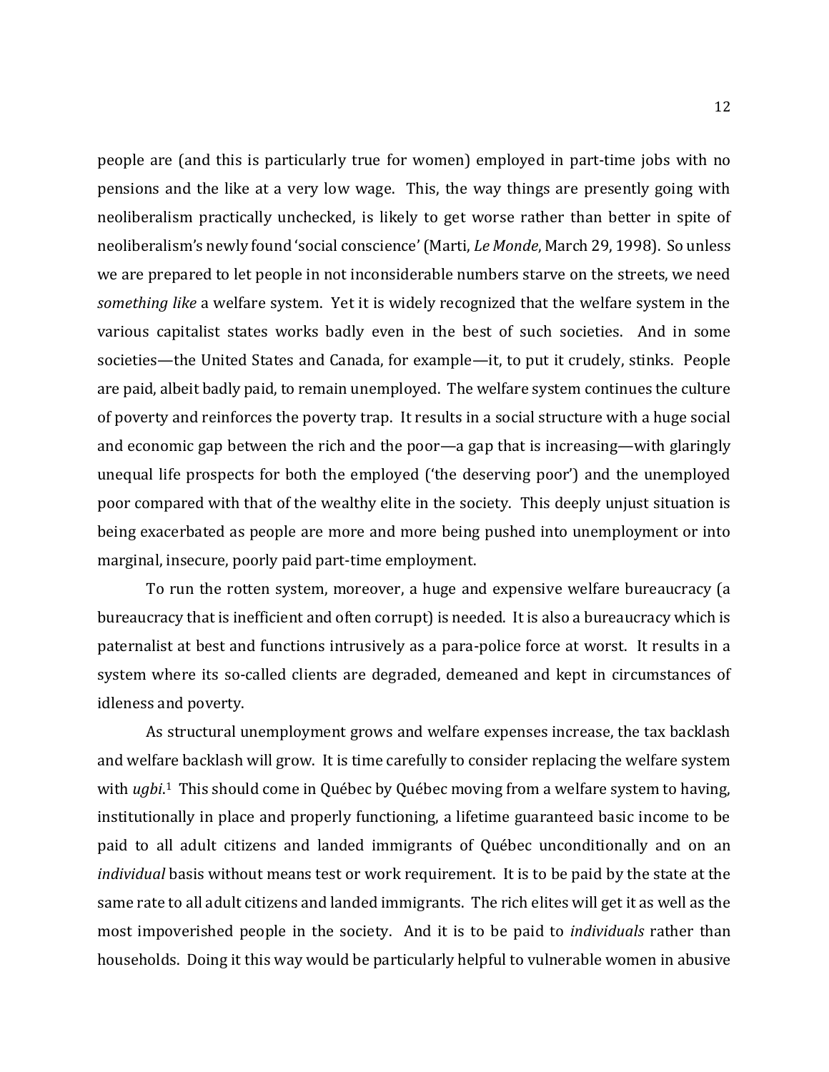people are (and this is particularly true for women) employed in part-time jobs with no pensions and the like at a very low wage. This, the way things are presently going with neoliberalism practically unchecked, is likely to get worse rather than better in spite of neoliberalism's newly found 'social conscience' (Marti, *Le Monde*, March 29, 1998). So unless we are prepared to let people in not inconsiderable numbers starve on the streets, we need *something like* a welfare system. Yet it is widely recognized that the welfare system in the various capitalist states works badly even in the best of such societies. And in some societies—the United States and Canada, for example—it, to put it crudely, stinks. People are paid, albeit badly paid, to remain unemployed. The welfare system continues the culture of poverty and reinforces the poverty trap. It results in a social structure with a huge social and economic gap between the rich and the poor—a gap that is increasing—with glaringly unequal life prospects for both the employed ('the deserving poor') and the unemployed poor compared with that of the wealthy elite in the society. This deeply unjust situation is being exacerbated as people are more and more being pushed into unemployment or into marginal, insecure, poorly paid part-time employment.

To run the rotten system, moreover, a huge and expensive welfare bureaucracy (a bureaucracy that is inefficient and often corrupt) is needed. It is also a bureaucracy which is paternalist at best and functions intrusively as a para-police force at worst. It results in a system where its so-called clients are degraded, demeaned and kept in circumstances of idleness and poverty.

As structural unemployment grows and welfare expenses increase, the tax backlash and welfare backlash will grow. It is time carefully to consider replacing the welfare system with *ugbi*.[1] This should come in Québec by Québec moving from a welfare system to having, institutionally in place and properly functioning, a lifetime guaranteed basic income to be paid to all adult citizens and landed immigrants of Québec unconditionally and on an *individual* basis without means test or work requirement. It is to be paid by the state at the same rate to all adult citizens and landed immigrants. The rich elites will get it as well as the most impoverished people in the society. And it is to be paid to *individuals* rather than households. Doing it this way would be particularly helpful to vulnerable women in abusive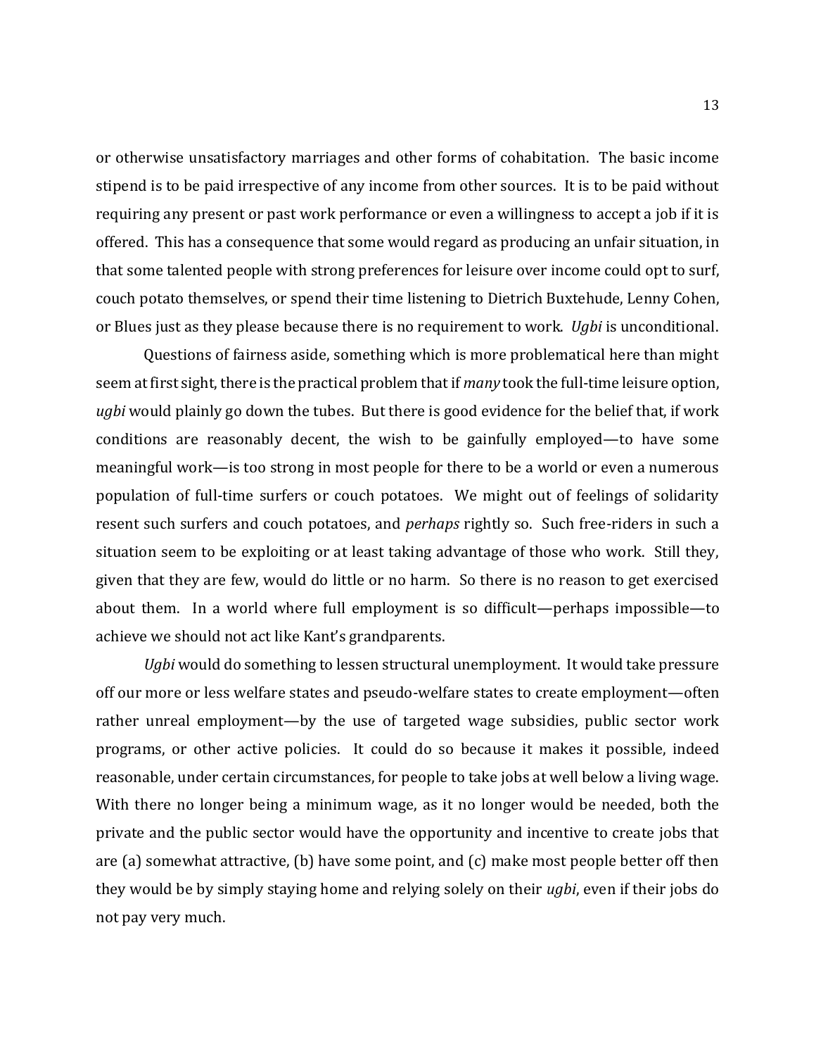or otherwise unsatisfactory marriages and other forms of cohabitation. The basic income stipend is to be paid irrespective of any income from other sources. It is to be paid without requiring any present or past work performance or even a willingness to accept a job if it is offered. This has a consequence that some would regard as producing an unfair situation, in that some talented people with strong preferences for leisure over income could opt to surf, couch potato themselves, or spend their time listening to Dietrich Buxtehude, Lenny Cohen, or Blues just as they please because there is no requirement to work. *Ugbi* is unconditional.

Questions of fairness aside, something which is more problematical here than might seem at first sight, there is the practical problem that if *many* took the full-time leisure option, *ugbi* would plainly go down the tubes. But there is good evidence for the belief that, if work conditions are reasonably decent, the wish to be gainfully employed—to have some meaningful work—is too strong in most people for there to be a world or even a numerous population of full-time surfers or couch potatoes. We might out of feelings of solidarity resent such surfers and couch potatoes, and *perhaps* rightly so. Such free-riders in such a situation seem to be exploiting or at least taking advantage of those who work. Still they, given that they are few, would do little or no harm. So there is no reason to get exercised about them. In a world where full employment is so difficult—perhaps impossible—to achieve we should not act like Kant's grandparents.

*Ugbi* would do something to lessen structural unemployment. It would take pressure off our more or less welfare states and pseudo-welfare states to create employment—often rather unreal employment—by the use of targeted wage subsidies, public sector work programs, or other active policies. It could do so because it makes it possible, indeed reasonable, under certain circumstances, for people to take jobs at well below a living wage. With there no longer being a minimum wage, as it no longer would be needed, both the private and the public sector would have the opportunity and incentive to create jobs that are (a) somewhat attractive, (b) have some point, and (c) make most people better off then they would be by simply staying home and relying solely on their *ugbi*, even if their jobs do not pay very much.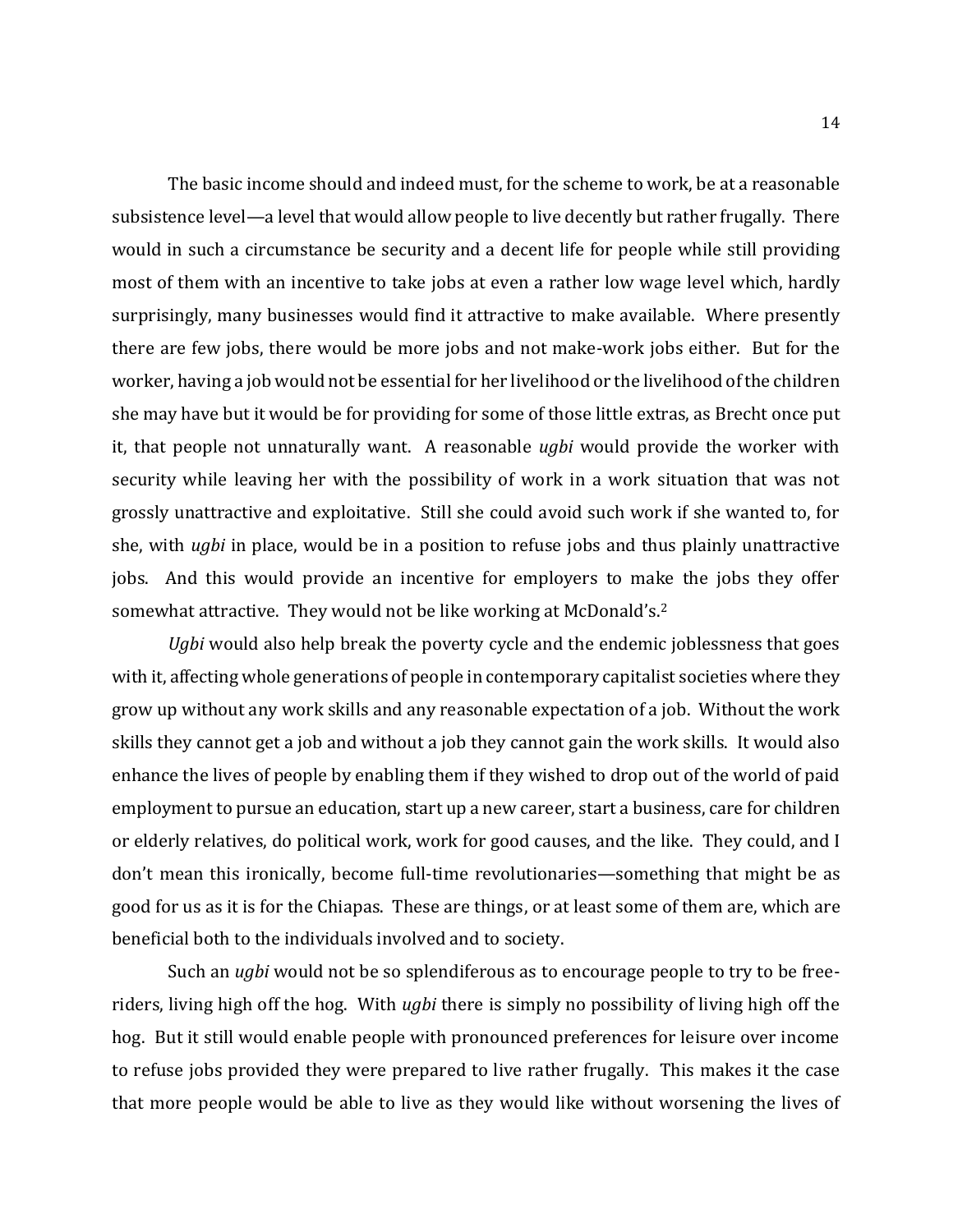The basic income should and indeed must, for the scheme to work, be at a reasonable subsistence level—a level that would allow people to live decently but rather frugally. There would in such a circumstance be security and a decent life for people while still providing most of them with an incentive to take jobs at even a rather low wage level which, hardly surprisingly, many businesses would find it attractive to make available. Where presently there are few jobs, there would be more jobs and not make-work jobs either. But for the worker, having a job would not be essential for her livelihood or the livelihood of the children she may have but it would be for providing for some of those little extras, as Brecht once put it, that people not unnaturally want. A reasonable *ugbi* would provide the worker with security while leaving her with the possibility of work in a work situation that was not grossly unattractive and exploitative. Still she could avoid such work if she wanted to, for she, with *ugbi* in place, would be in a position to refuse jobs and thus plainly unattractive jobs. And this would provide an incentive for employers to make the jobs they offer somewhat attractive. They would not be like working at McDonald's.[2]

*Ugbi* would also help break the poverty cycle and the endemic joblessness that goes with it, affecting whole generations of people in contemporary capitalist societies where they grow up without any work skills and any reasonable expectation of a job. Without the work skills they cannot get a job and without a job they cannot gain the work skills. It would also enhance the lives of people by enabling them if they wished to drop out of the world of paid employment to pursue an education, start up a new career, start a business, care for children or elderly relatives, do political work, work for good causes, and the like. They could, and I don't mean this ironically, become full-time revolutionaries—something that might be as good for us as it is for the Chiapas. These are things, or at least some of them are, which are beneficial both to the individuals involved and to society.

Such an *ugbi* would not be so splendiferous as to encourage people to try to be free-riders, living high off the hog. With *ugbi* there is simply no possibility of living high off the hog. But it still would enable people with pronounced preferences for leisure over income to refuse jobs provided they were prepared to live rather frugally. This makes it the case that more people would be able to live as they would like without worsening the lives of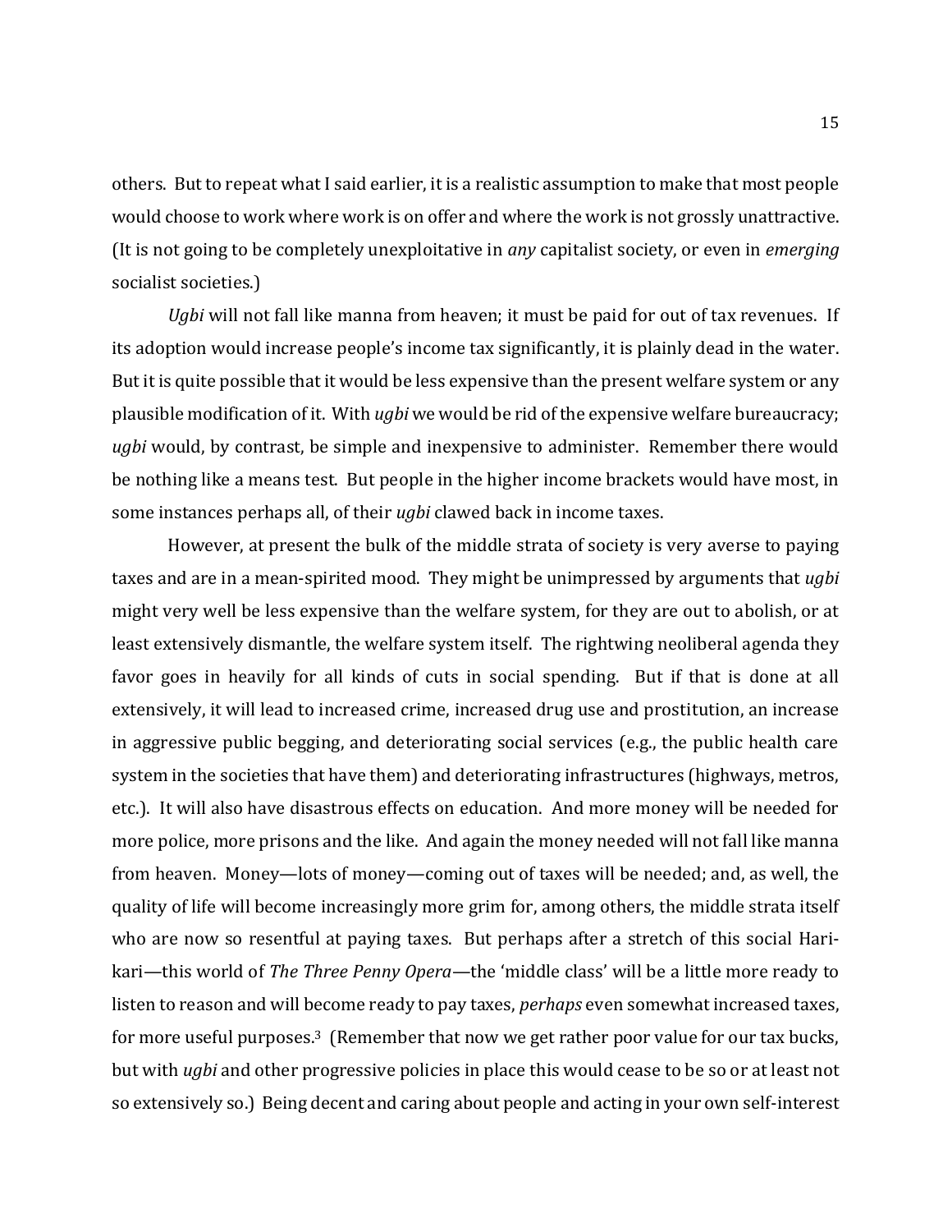others. But to repeat what I said earlier, it is a realistic assumption to make that most people would choose to work where work is on offer and where the work is not grossly unattractive. (It is not going to be completely unexploitative in *any* capitalist society, or even in *emerging* socialist societies.)

*Ugbi* will not fall like manna from heaven; it must be paid for out of tax revenues. If its adoption would increase people's income tax significantly, it is plainly dead in the water. But it is quite possible that it would be less expensive than the present welfare system or any plausible modification of it. With *ugbi* we would be rid of the expensive welfare bureaucracy; *ugbi* would, by contrast, be simple and inexpensive to administer. Remember there would be nothing like a means test. But people in the higher income brackets would have most, in some instances perhaps all, of their *ugbi* clawed back in income taxes.

However, at present the bulk of the middle strata of society is very averse to paying taxes and are in a mean-spirited mood. They might be unimpressed by arguments that *ugbi* might very well be less expensive than the welfare system, for they are out to abolish, or at least extensively dismantle, the welfare system itself. The rightwing neoliberal agenda they favor goes in heavily for all kinds of cuts in social spending. But if that is done at all extensively, it will lead to increased crime, increased drug use and prostitution, an increase in aggressive public begging, and deteriorating social services (e.g., the public health care system in the societies that have them) and deteriorating infrastructures (highways, metros, etc.). It will also have disastrous effects on education. And more money will be needed for more police, more prisons and the like. And again the money needed will not fall like manna from heaven. Money—lots of money—coming out of taxes will be needed; and, as well, the quality of life will become increasingly more grim for, among others, the middle strata itself who are now so resentful at paying taxes. But perhaps after a stretch of this social Hari-kari—this world of *The Three Penny Opera*—the 'middle class' will be a little more ready to listen to reason and will become ready to pay taxes, *perhaps* even somewhat increased taxes, for more useful purposes.[3] (Remember that now we get rather poor value for our tax bucks, but with *ugbi* and other progressive policies in place this would cease to be so or at least not so extensively so.) Being decent and caring about people and acting in your own self-interest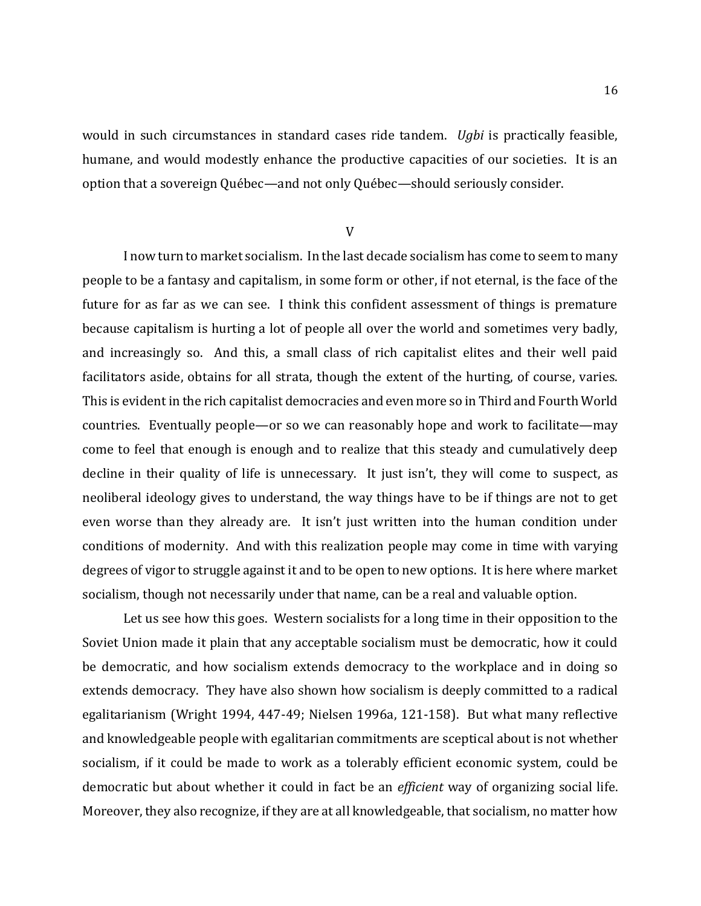would in such circumstances in standard cases ride tandem. *Ugbi* is practically feasible, humane, and would modestly enhance the productive capacities of our societies. It is an option that a sovereign Québec—and not only Québec—should seriously consider.

## V

I now turn to market socialism. In the last decade socialism has come to seem to many people to be a fantasy and capitalism, in some form or other, if not eternal, is the face of the future for as far as we can see. I think this confident assessment of things is premature because capitalism is hurting a lot of people all over the world and sometimes very badly, and increasingly so. And this, a small class of rich capitalist elites and their well paid facilitators aside, obtains for all strata, though the extent of the hurting, of course, varies. This is evident in the rich capitalist democracies and even more so in Third and Fourth World countries. Eventually people—or so we can reasonably hope and work to facilitate—may come to feel that enough is enough and to realize that this steady and cumulatively deep decline in their quality of life is unnecessary. It just isn't, they will come to suspect, as neoliberal ideology gives to understand, the way things have to be if things are not to get even worse than they already are. It isn't just written into the human condition under conditions of modernity. And with this realization people may come in time with varying degrees of vigor to struggle against it and to be open to new options. It is here where market socialism, though not necessarily under that name, can be a real and valuable option.

Let us see how this goes. Western socialists for a long time in their opposition to the Soviet Union made it plain that any acceptable socialism must be democratic, how it could be democratic, and how socialism extends democracy to the workplace and in doing so extends democracy. They have also shown how socialism is deeply committed to a radical egalitarianism (Wright 1994, 447-49; Nielsen 1996a, 121-158). But what many reflective and knowledgeable people with egalitarian commitments are sceptical about is not whether socialism, if it could be made to work as a tolerably efficient economic system, could be democratic but about whether it could in fact be an *efficient* way of organizing social life. Moreover, they also recognize, if they are at all knowledgeable, that socialism, no matter how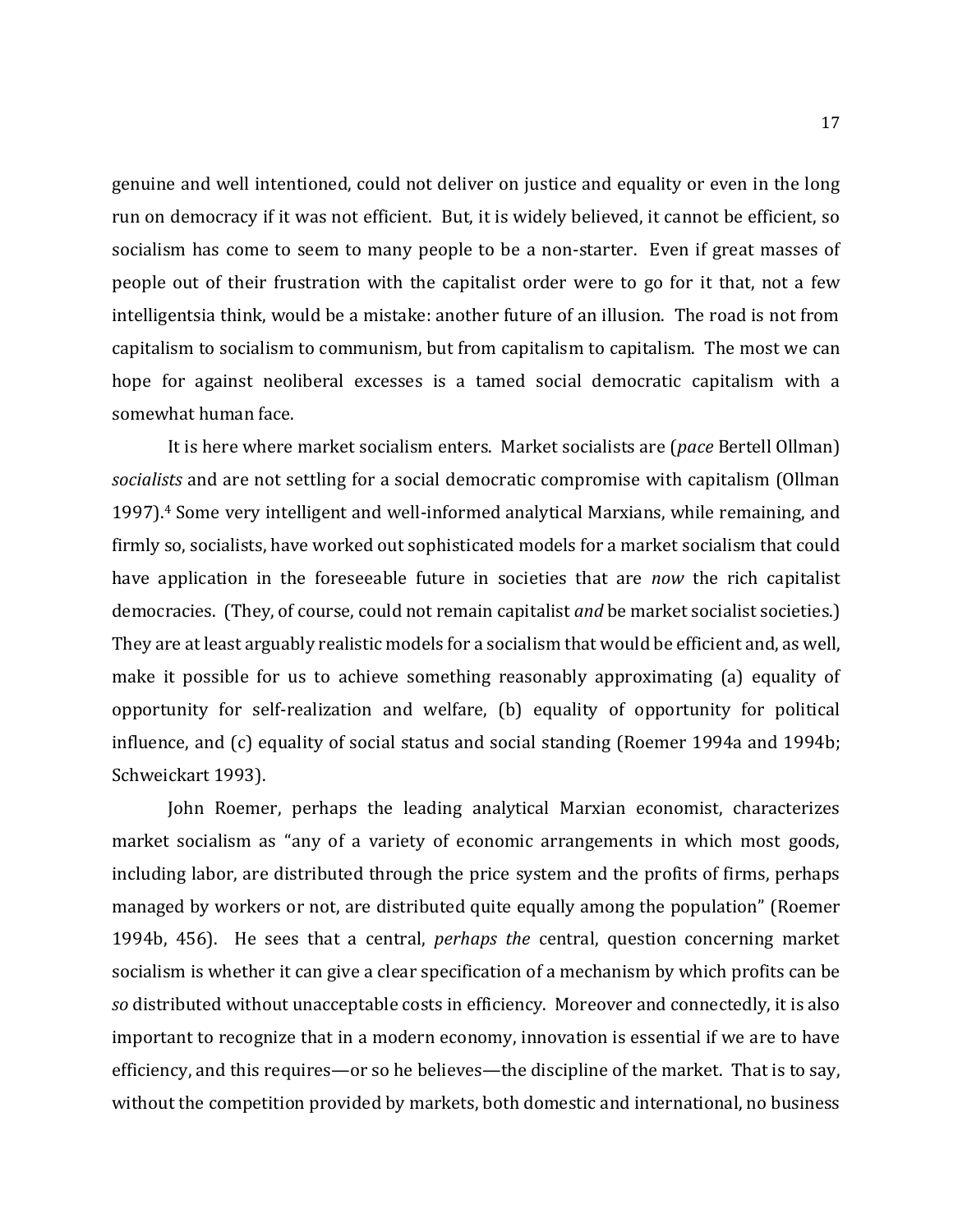genuine and well intentioned, could not deliver on justice and equality or even in the long run on democracy if it was not efficient. But, it is widely believed, it cannot be efficient, so socialism has come to seem to many people to be a non-starter. Even if great masses of people out of their frustration with the capitalist order were to go for it that, not a few intelligentsia think, would be a mistake: another future of an illusion. The road is not from capitalism to socialism to communism, but from capitalism to capitalism. The most we can hope for against neoliberal excesses is a tamed social democratic capitalism with a somewhat human face.

It is here where market socialism enters. Market socialists are (*pace* Bertell Ollman) *socialists* and are not settling for a social democratic compromise with capitalism (Ollman 1997).[4] Some very intelligent and well-informed analytical Marxians, while remaining, and firmly so, socialists, have worked out sophisticated models for a market socialism that could have application in the foreseeable future in societies that are *now* the rich capitalist democracies. (They, of course, could not remain capitalist *and* be market socialist societies.) They are at least arguably realistic models for a socialism that would be efficient and, as well, make it possible for us to achieve something reasonably approximating (a) equality of opportunity for self-realization and welfare, (b) equality of opportunity for political influence, and (c) equality of social status and social standing (Roemer 1994a and 1994b; Schweickart 1993).

John Roemer, perhaps the leading analytical Marxian economist, characterizes market socialism as "any of a variety of economic arrangements in which most goods, including labor, are distributed through the price system and the profits of firms, perhaps managed by workers or not, are distributed quite equally among the population" (Roemer 1994b, 456). He sees that a central, *perhaps the* central, question concerning market socialism is whether it can give a clear specification of a mechanism by which profits can be *so* distributed without unacceptable costs in efficiency. Moreover and connectedly, it is also important to recognize that in a modern economy, innovation is essential if we are to have efficiency, and this requires—or so he believes—the discipline of the market. That is to say, without the competition provided by markets, both domestic and international, no business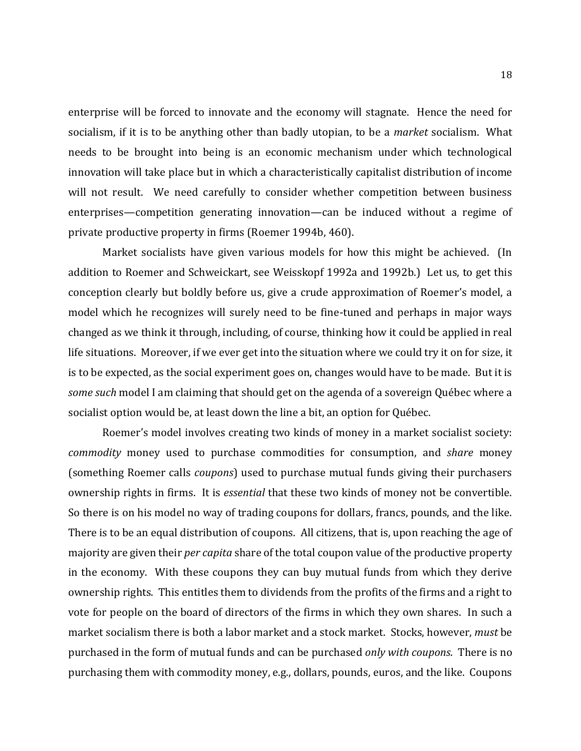enterprise will be forced to innovate and the economy will stagnate. Hence the need for socialism, if it is to be anything other than badly utopian, to be a *market* socialism. What needs to be brought into being is an economic mechanism under which technological innovation will take place but in which a characteristically capitalist distribution of income will not result. We need carefully to consider whether competition between business enterprises—competition generating innovation—can be induced without a regime of private productive property in firms (Roemer 1994b, 460).

Market socialists have given various models for how this might be achieved. (In addition to Roemer and Schweickart, see Weisskopf 1992a and 1992b.) Let us, to get this conception clearly but boldly before us, give a crude approximation of Roemer's model, a model which he recognizes will surely need to be fine-tuned and perhaps in major ways changed as we think it through, including, of course, thinking how it could be applied in real life situations. Moreover, if we ever get into the situation where we could try it on for size, it is to be expected, as the social experiment goes on, changes would have to be made. But it is *some such* model I am claiming that should get on the agenda of a sovereign Québec where a socialist option would be, at least down the line a bit, an option for Québec.

Roemer's model involves creating two kinds of money in a market socialist society: *commodity* money used to purchase commodities for consumption, and *share* money (something Roemer calls *coupons*) used to purchase mutual funds giving their purchasers ownership rights in firms. It is *essential* that these two kinds of money not be convertible. So there is on his model no way of trading coupons for dollars, francs, pounds, and the like. There is to be an equal distribution of coupons. All citizens, that is, upon reaching the age of majority are given their *per capita* share of the total coupon value of the productive property in the economy. With these coupons they can buy mutual funds from which they derive ownership rights. This entitles them to dividends from the profits of the firms and a right to vote for people on the board of directors of the firms in which they own shares. In such a market socialism there is both a labor market and a stock market. Stocks, however, *must* be purchased in the form of mutual funds and can be purchased *only with coupons*. There is no purchasing them with commodity money, e.g., dollars, pounds, euros, and the like. Coupons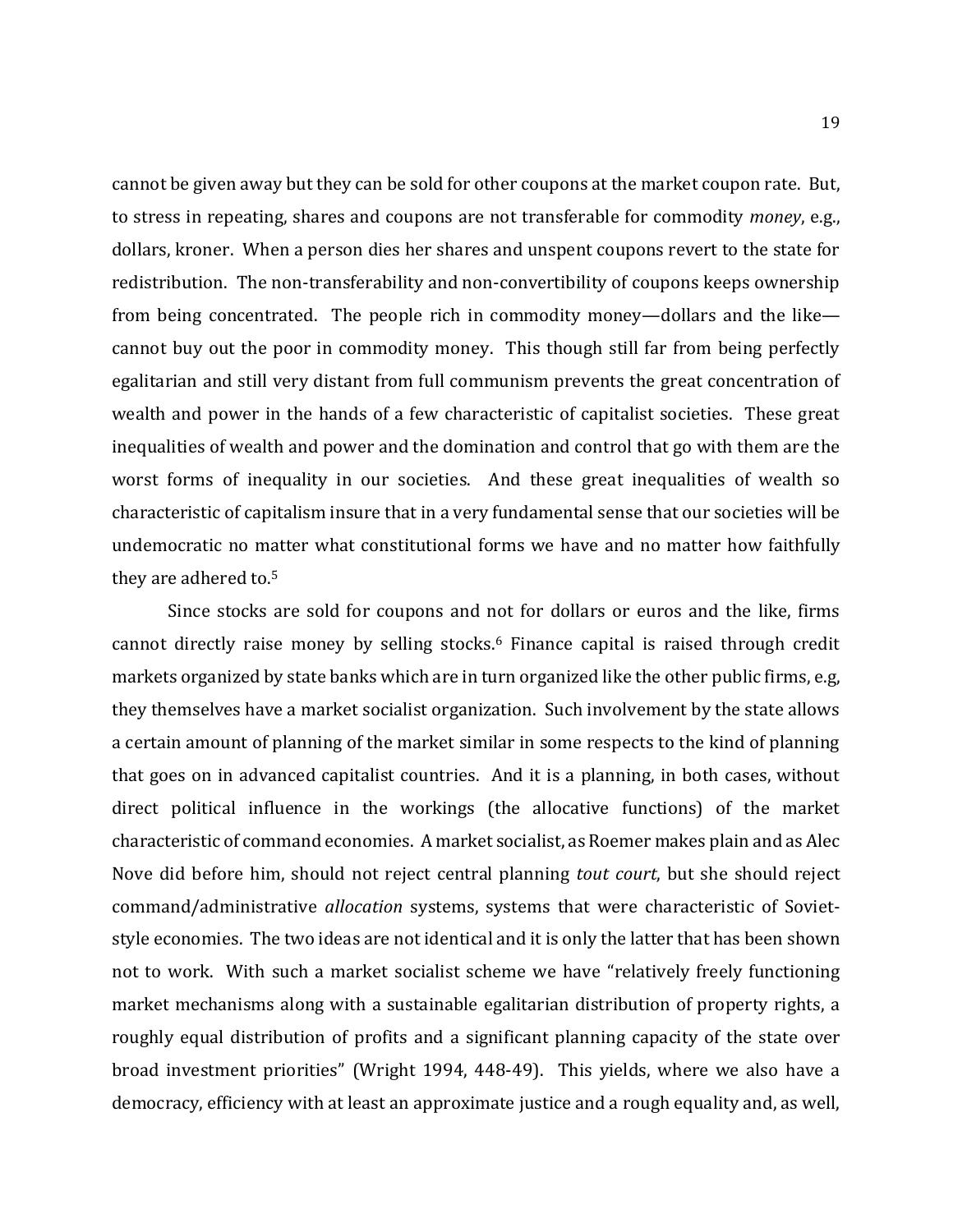cannot be given away but they can be sold for other coupons at the market coupon rate. But, to stress in repeating, shares and coupons are not transferable for commodity *money*, e.g., dollars, kroner. When a person dies her shares and unspent coupons revert to the state for redistribution. The non-transferability and non-convertibility of coupons keeps ownership from being concentrated. The people rich in commodity money—dollars and the like—cannot buy out the poor in commodity money. This though still far from being perfectly egalitarian and still very distant from full communism prevents the great concentration of wealth and power in the hands of a few characteristic of capitalist societies. These great inequalities of wealth and power and the domination and control that go with them are the worst forms of inequality in our societies. And these great inequalities of wealth so characteristic of capitalism insure that in a very fundamental sense that our societies will be undemocratic no matter what constitutional forms we have and no matter how faithfully they are adhered to.[5]

Since stocks are sold for coupons and not for dollars or euros and the like, firms cannot directly raise money by selling stocks.[6] Finance capital is raised through credit markets organized by state banks which are in turn organized like the other public firms, e.g, they themselves have a market socialist organization. Such involvement by the state allows a certain amount of planning of the market similar in some respects to the kind of planning that goes on in advanced capitalist countries. And it is a planning, in both cases, without direct political influence in the workings (the allocative functions) of the market characteristic of command economies. A market socialist, as Roemer makes plain and as Alec Nove did before him, should not reject central planning *tout court*, but she should reject command/administrative *allocation* systems, systems that were characteristic of Soviet-style economies. The two ideas are not identical and it is only the latter that has been shown not to work. With such a market socialist scheme we have "relatively freely functioning market mechanisms along with a sustainable egalitarian distribution of property rights, a roughly equal distribution of profits and a significant planning capacity of the state over broad investment priorities" (Wright 1994, 448-49). This yields, where we also have a democracy, efficiency with at least an approximate justice and a rough equality and, as well,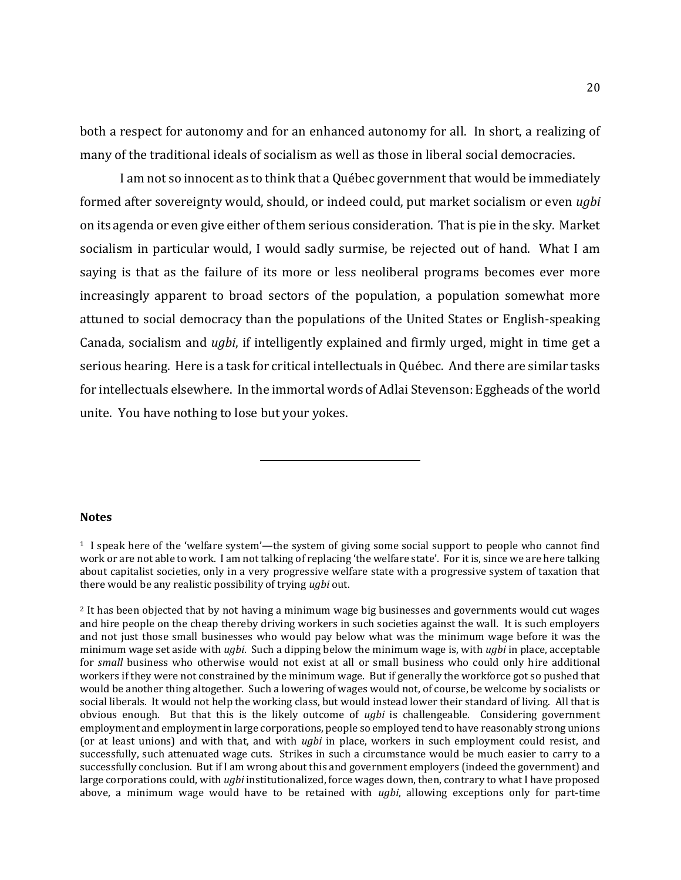both a respect for autonomy and for an enhanced autonomy for all. In short, a realizing of many of the traditional ideals of socialism as well as those in liberal social democracies.

I am not so innocent as to think that a Québec government that would be immediately formed after sovereignty would, should, or indeed could, put market socialism or even *ugbi* on its agenda or even give either of them serious consideration. That is pie in the sky. Market socialism in particular would, I would sadly surmise, be rejected out of hand. What I am saying is that as the failure of its more or less neoliberal programs becomes ever more increasingly apparent to broad sectors of the population, a population somewhat more attuned to social democracy than the populations of the United States or English-speaking Canada, socialism and *ugbi*, if intelligently explained and firmly urged, might in time get a serious hearing. Here is a task for critical intellectuals in Québec. And there are similar tasks for intellectuals elsewhere. In the immortal words of Adlai Stevenson: Eggheads of the world unite. You have nothing to lose but your yokes.

---

**Notes**

[1] I speak here of the 'welfare system'—the system of giving some social support to people who cannot find work or are not able to work. I am not talking of replacing 'the welfare state'. For it is, since we are here talking about capitalist societies, only in a very progressive welfare state with a progressive system of taxation that there would be any realistic possibility of trying *ugbi* out.

[2] It has been objected that by not having a minimum wage big businesses and governments would cut wages and hire people on the cheap thereby driving workers in such societies against the wall. It is such employers and not just those small businesses who would pay below what was the minimum wage before it was the minimum wage set aside with *ugbi*. Such a dipping below the minimum wage is, with *ugbi* in place, acceptable for *small* business who otherwise would not exist at all or small business who could only hire additional workers if they were not constrained by the minimum wage. But if generally the workforce got so pushed that would be another thing altogether. Such a lowering of wages would not, of course, be welcome by socialists or social liberals. It would not help the working class, but would instead lower their standard of living. All that is obvious enough. But that this is the likely outcome of *ugbi* is challengeable. Considering government employment and employment in large corporations, people so employed tend to have reasonably strong unions (or at least unions) and with that, and with *ugbi* in place, workers in such employment could resist, and successfully, such attenuated wage cuts. Strikes in such a circumstance would be much easier to carry to a successfully conclusion. But if I am wrong about this and government employers (indeed the government) and large corporations could, with *ugbi* institutionalized, force wages down, then, contrary to what I have proposed above, a minimum wage would have to be retained with *ugbi*, allowing exceptions only for part-time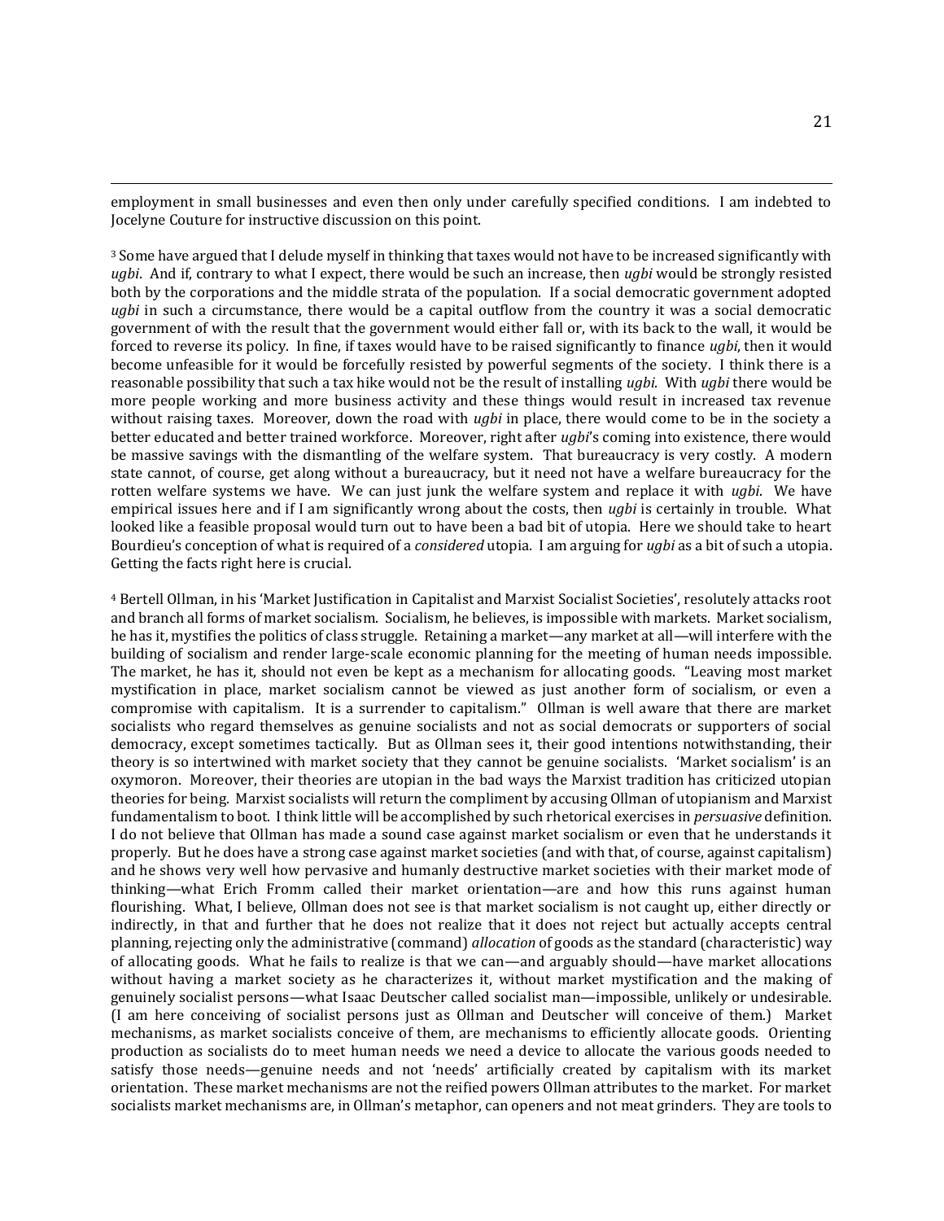employment in small businesses and even then only under carefully specified conditions. I am indebted to Jocelyne Couture for instructive discussion on this point.

[3] Some have argued that I delude myself in thinking that taxes would not have to be increased significantly with *ugbi*. And if, contrary to what I expect, there would be such an increase, then *ugbi* would be strongly resisted both by the corporations and the middle strata of the population. If a social democratic government adopted *ugbi* in such a circumstance, there would be a capital outflow from the country it was a social democratic government of with the result that the government would either fall or, with its back to the wall, it would be forced to reverse its policy. In fine, if taxes would have to be raised significantly to finance *ugbi*, then it would become unfeasible for it would be forcefully resisted by powerful segments of the society. I think there is a reasonable possibility that such a tax hike would not be the result of installing *ugbi*. With *ugbi* there would be more people working and more business activity and these things would result in increased tax revenue without raising taxes. Moreover, down the road with *ugbi* in place, there would come to be in the society a better educated and better trained workforce. Moreover, right after *ugbi*'s coming into existence, there would be massive savings with the dismantling of the welfare system. That bureaucracy is very costly. A modern state cannot, of course, get along without a bureaucracy, but it need not have a welfare bureaucracy for the rotten welfare systems we have. We can just junk the welfare system and replace it with *ugbi*. We have empirical issues here and if I am significantly wrong about the costs, then *ugbi* is certainly in trouble. What looked like a feasible proposal would turn out to have been a bad bit of utopia. Here we should take to heart Bourdieu's conception of what is required of a *considered* utopia. I am arguing for *ugbi* as a bit of such a utopia. Getting the facts right here is crucial.

[4] Bertell Ollman, in his 'Market Justification in Capitalist and Marxist Socialist Societies', resolutely attacks root and branch all forms of market socialism. Socialism, he believes, is impossible with markets. Market socialism, he has it, mystifies the politics of class struggle. Retaining a market—any market at all—will interfere with the building of socialism and render large-scale economic planning for the meeting of human needs impossible. The market, he has it, should not even be kept as a mechanism for allocating goods. "Leaving most market mystification in place, market socialism cannot be viewed as just another form of socialism, or even a compromise with capitalism. It is a surrender to capitalism." Ollman is well aware that there are market socialists who regard themselves as genuine socialists and not as social democrats or supporters of social democracy, except sometimes tactically. But as Ollman sees it, their good intentions notwithstanding, their theory is so intertwined with market society that they cannot be genuine socialists. 'Market socialism' is an oxymoron. Moreover, their theories are utopian in the bad ways the Marxist tradition has criticized utopian theories for being. Marxist socialists will return the compliment by accusing Ollman of utopianism and Marxist fundamentalism to boot. I think little will be accomplished by such rhetorical exercises in *persuasive* definition. I do not believe that Ollman has made a sound case against market socialism or even that he understands it properly. But he does have a strong case against market societies (and with that, of course, against capitalism) and he shows very well how pervasive and humanly destructive market societies with their market mode of thinking—what Erich Fromm called their market orientation—are and how this runs against human flourishing. What, I believe, Ollman does not see is that market socialism is not caught up, either directly or indirectly, in that and further that he does not realize that it does not reject but actually accepts central planning, rejecting only the administrative (command) *allocation* of goods as the standard (characteristic) way of allocating goods. What he fails to realize is that we can—and arguably should—have market allocations without having a market society as he characterizes it, without market mystification and the making of genuinely socialist persons—what Isaac Deutscher called socialist man—impossible, unlikely or undesirable. (I am here conceiving of socialist persons just as Ollman and Deutscher will conceive of them.) Market mechanisms, as market socialists conceive of them, are mechanisms to efficiently allocate goods. Orienting production as socialists do to meet human needs we need a device to allocate the various goods needed to satisfy those needs—genuine needs and not 'needs' artificially created by capitalism with its market orientation. These market mechanisms are not the reified powers Ollman attributes to the market. For market socialists market mechanisms are, in Ollman's metaphor, can openers and not meat grinders. They are tools to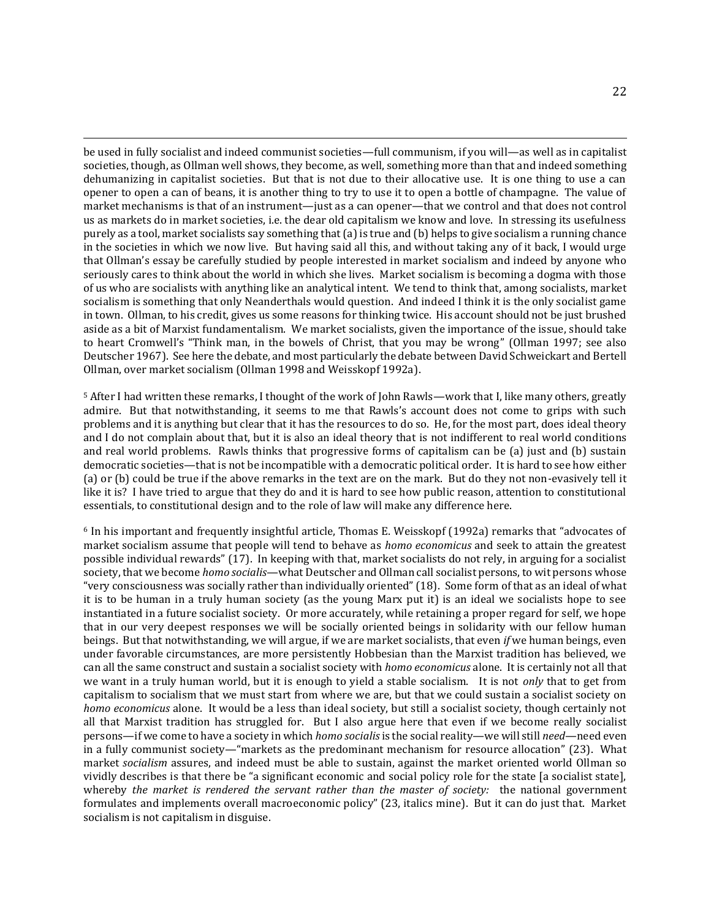be used in fully socialist and indeed communist societies—full communism, if you will—as well as in capitalist societies, though, as Ollman well shows, they become, as well, something more than that and indeed something dehumanizing in capitalist societies. But that is not due to their allocative use. It is one thing to use a can opener to open a can of beans, it is another thing to try to use it to open a bottle of champagne. The value of market mechanisms is that of an instrument—just as a can opener—that we control and that does not control us as markets do in market societies, i.e. the dear old capitalism we know and love. In stressing its usefulness purely as a tool, market socialists say something that (a) is true and (b) helps to give socialism a running chance in the societies in which we now live. But having said all this, and without taking any of it back, I would urge that Ollman's essay be carefully studied by people interested in market socialism and indeed by anyone who seriously cares to think about the world in which she lives. Market socialism is becoming a dogma with those of us who are socialists with anything like an analytical intent. We tend to think that, among socialists, market socialism is something that only Neanderthals would question. And indeed I think it is the only socialist game in town. Ollman, to his credit, gives us some reasons for thinking twice. His account should not be just brushed aside as a bit of Marxist fundamentalism. We market socialists, given the importance of the issue, should take to heart Cromwell's "Think man, in the bowels of Christ, that you may be wrong" (Ollman 1997; see also Deutscher 1967). See here the debate, and most particularly the debate between David Schweickart and Bertell Ollman, over market socialism (Ollman 1998 and Weisskopf 1992a).

[5] After I had written these remarks, I thought of the work of John Rawls—work that I, like many others, greatly admire. But that notwithstanding, it seems to me that Rawls's account does not come to grips with such problems and it is anything but clear that it has the resources to do so. He, for the most part, does ideal theory and I do not complain about that, but it is also an ideal theory that is not indifferent to real world conditions and real world problems. Rawls thinks that progressive forms of capitalism can be (a) just and (b) sustain democratic societies—that is not be incompatible with a democratic political order. It is hard to see how either (a) or (b) could be true if the above remarks in the text are on the mark. But do they not non-evasively tell it like it is? I have tried to argue that they do and it is hard to see how public reason, attention to constitutional essentials, to constitutional design and to the role of law will make any difference here.

[6] In his important and frequently insightful article, Thomas E. Weisskopf (1992a) remarks that "advocates of market socialism assume that people will tend to behave as *homo economicus* and seek to attain the greatest possible individual rewards" (17). In keeping with that, market socialists do not rely, in arguing for a socialist society, that we become *homo socialis*—what Deutscher and Ollman call socialist persons, to wit persons whose "very consciousness was socially rather than individually oriented" (18). Some form of that as an ideal of what it is to be human in a truly human society (as the young Marx put it) is an ideal we socialists hope to see instantiated in a future socialist society. Or more accurately, while retaining a proper regard for self, we hope that in our very deepest responses we will be socially oriented beings in solidarity with our fellow human beings. But that notwithstanding, we will argue, if we are market socialists, that even *if* we human beings, even under favorable circumstances, are more persistently Hobbesian than the Marxist tradition has believed, we can all the same construct and sustain a socialist society with *homo economicus* alone. It is certainly not all that we want in a truly human world, but it is enough to yield a stable socialism. It is not *only* that to get from capitalism to socialism that we must start from where we are, but that we could sustain a socialist society on *homo economicus* alone. It would be a less than ideal society, but still a socialist society, though certainly not all that Marxist tradition has struggled for. But I also argue here that even if we become really socialist persons—if we come to have a society in which *homo socialis* is the social reality—we will still *need*—need even in a fully communist society—"markets as the predominant mechanism for resource allocation" (23). What market *socialism* assures, and indeed must be able to sustain, against the market oriented world Ollman so vividly describes is that there be "a significant economic and social policy role for the state [a socialist state], whereby *the market is rendered the servant rather than the master of society:* the national government formulates and implements overall macroeconomic policy" (23, italics mine). But it can do just that. Market socialism is not capitalism in disguise.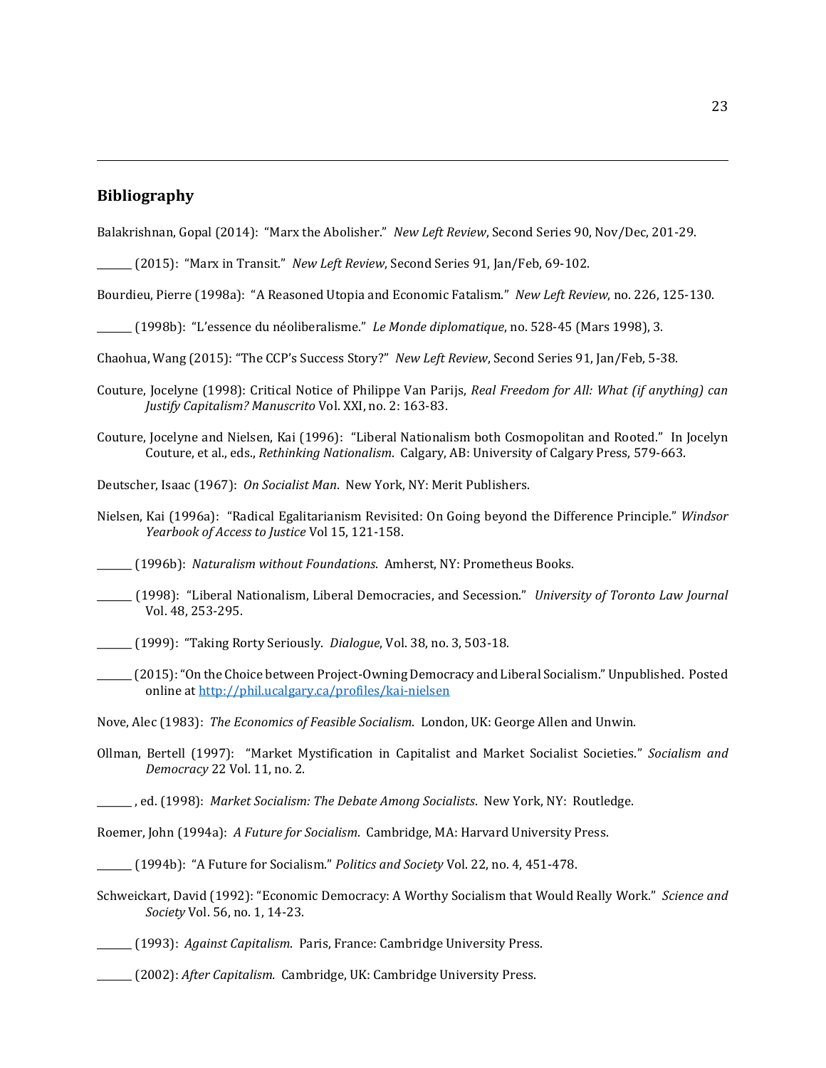## Bibliography

Balakrishnan, Gopal (2014): "Marx the Abolisher." *New Left Review*, Second Series 90, Nov/Dec, 201-29.

_______ (2015): "Marx in Transit." *New Left Review*, Second Series 91, Jan/Feb, 69-102.

Bourdieu, Pierre (1998a): "A Reasoned Utopia and Economic Fatalism." *New Left Review*, no. 226, 125-130.

_______ (1998b): "L'essence du néoliberalisme." *Le Monde diplomatique*, no. 528-45 (Mars 1998), 3.

Chaohua, Wang (2015): "The CCP's Success Story?" *New Left Review*, Second Series 91, Jan/Feb, 5-38.

Couture, Jocelyne (1998): Critical Notice of Philippe Van Parijs, *Real Freedom for All: What (if anything) can Justify Capitalism? Manuscrito* Vol. XXI, no. 2: 163-83.

Couture, Jocelyne and Nielsen, Kai (1996): "Liberal Nationalism both Cosmopolitan and Rooted." In Jocelyn Couture, et al., eds., *Rethinking Nationalism*. Calgary, AB: University of Calgary Press, 579-663.

Deutscher, Isaac (1967): *On Socialist Man*. New York, NY: Merit Publishers.

Nielsen, Kai (1996a): "Radical Egalitarianism Revisited: On Going beyond the Difference Principle." *Windsor Yearbook of Access to Justice* Vol 15, 121-158.

_______ (1996b): *Naturalism without Foundations*. Amherst, NY: Prometheus Books.

_______ (1998): "Liberal Nationalism, Liberal Democracies, and Secession." *University of Toronto Law Journal* Vol. 48, 253-295.

_______ (1999): "Taking Rorty Seriously. *Dialogue*, Vol. 38, no. 3, 503-18.

_______ (2015): "On the Choice between Project-Owning Democracy and Liberal Socialism." Unpublished. Posted online at http://phil.ucalgary.ca/profiles/kai-nielsen

Nove, Alec (1983): *The Economics of Feasible Socialism*. London, UK: George Allen and Unwin.

Ollman, Bertell (1997): "Market Mystification in Capitalist and Market Socialist Societies." *Socialism and Democracy* 22 Vol. 11, no. 2.

_______ , ed. (1998): *Market Socialism: The Debate Among Socialists*. New York, NY: Routledge.

Roemer, John (1994a): *A Future for Socialism*. Cambridge, MA: Harvard University Press.

_______ (1994b): "A Future for Socialism." *Politics and Society* Vol. 22, no. 4, 451-478.

Schweickart, David (1992): "Economic Democracy: A Worthy Socialism that Would Really Work." *Science and Society* Vol. 56, no. 1, 14-23.

_______ (1993): *Against Capitalism*. Paris, France: Cambridge University Press.

_______ (2002): *After Capitalism.* Cambridge, UK: Cambridge University Press.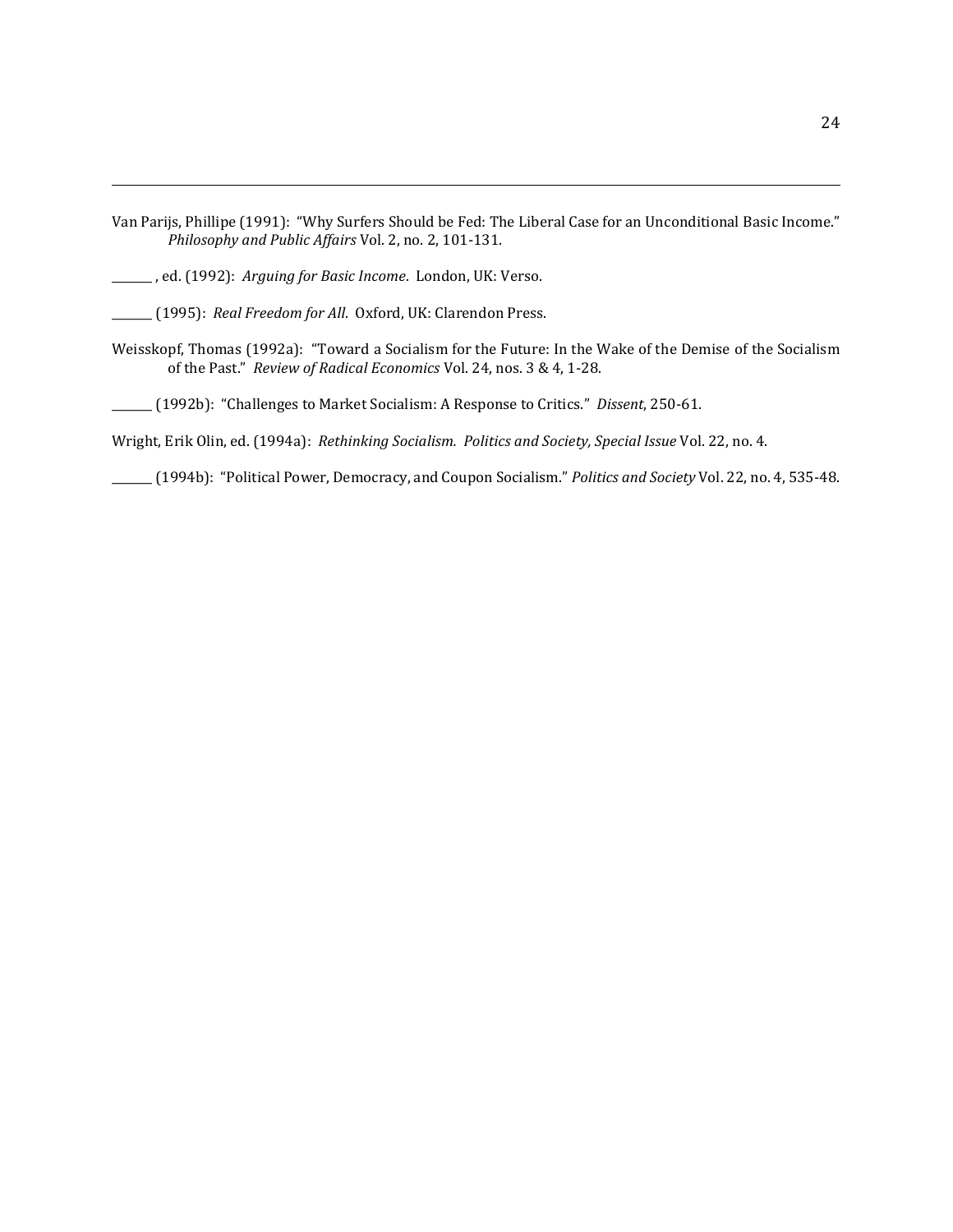Van Parijs, Phillipe (1991): "Why Surfers Should be Fed: The Liberal Case for an Unconditional Basic Income." *Philosophy and Public Affairs* Vol. 2, no. 2, 101-131.

_______ , ed. (1992): *Arguing for Basic Income*. London, UK: Verso.

_______ (1995): *Real Freedom for All*. Oxford, UK: Clarendon Press.

Weisskopf, Thomas (1992a): "Toward a Socialism for the Future: In the Wake of the Demise of the Socialism of the Past." *Review of Radical Economics* Vol. 24, nos. 3 & 4, 1-28.

_______ (1992b): "Challenges to Market Socialism: A Response to Critics." *Dissent*, 250-61.

Wright, Erik Olin, ed. (1994a): *Rethinking Socialism. Politics and Society, Special Issue* Vol. 22, no. 4.

_______ (1994b): "Political Power, Democracy, and Coupon Socialism." *Politics and Society* Vol. 22, no. 4, 535-48.